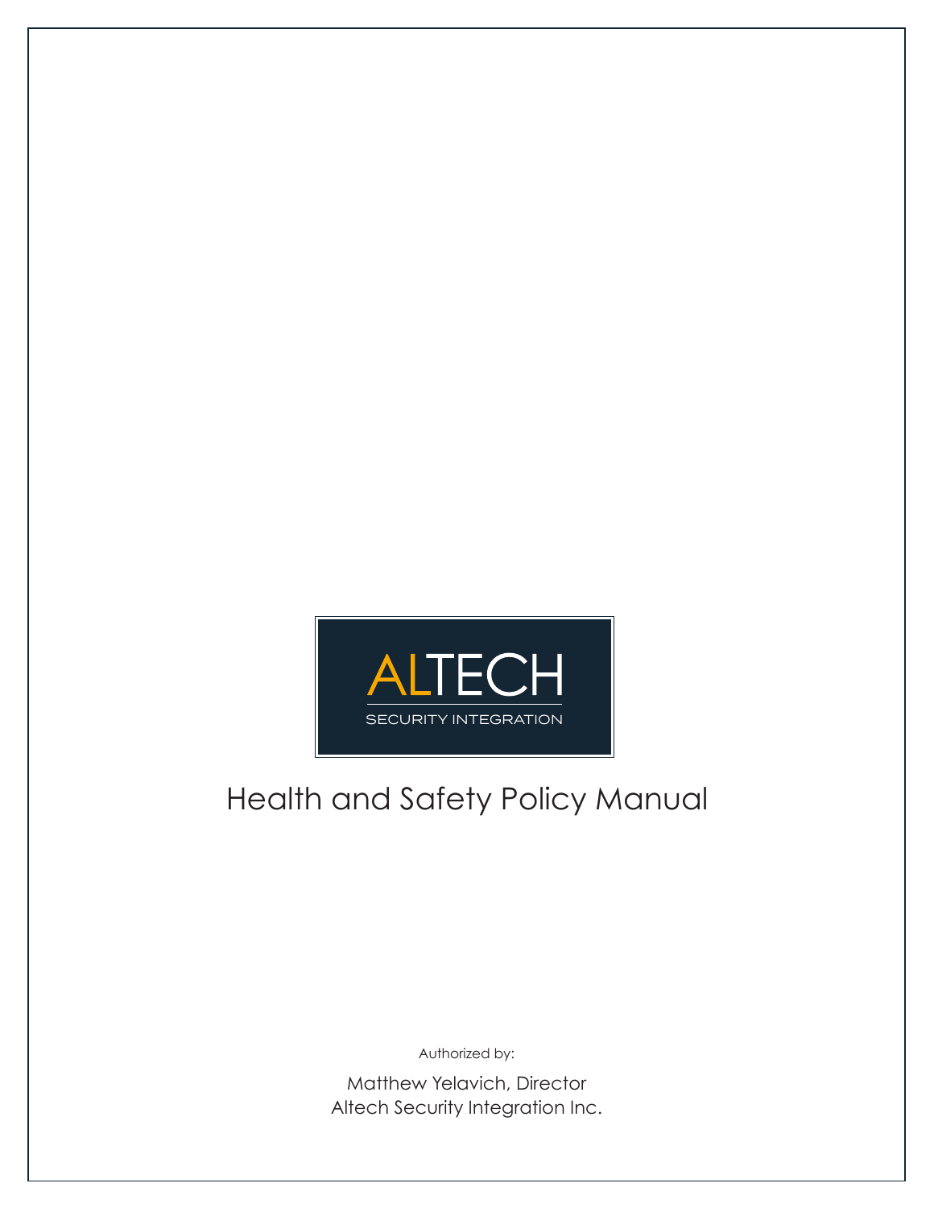ALTECH

SECURITY INTEGRATION

# Health and Safety Policy Manual

Authorized by:

Matthew Yelavich, Director
Altech Security Integration Inc.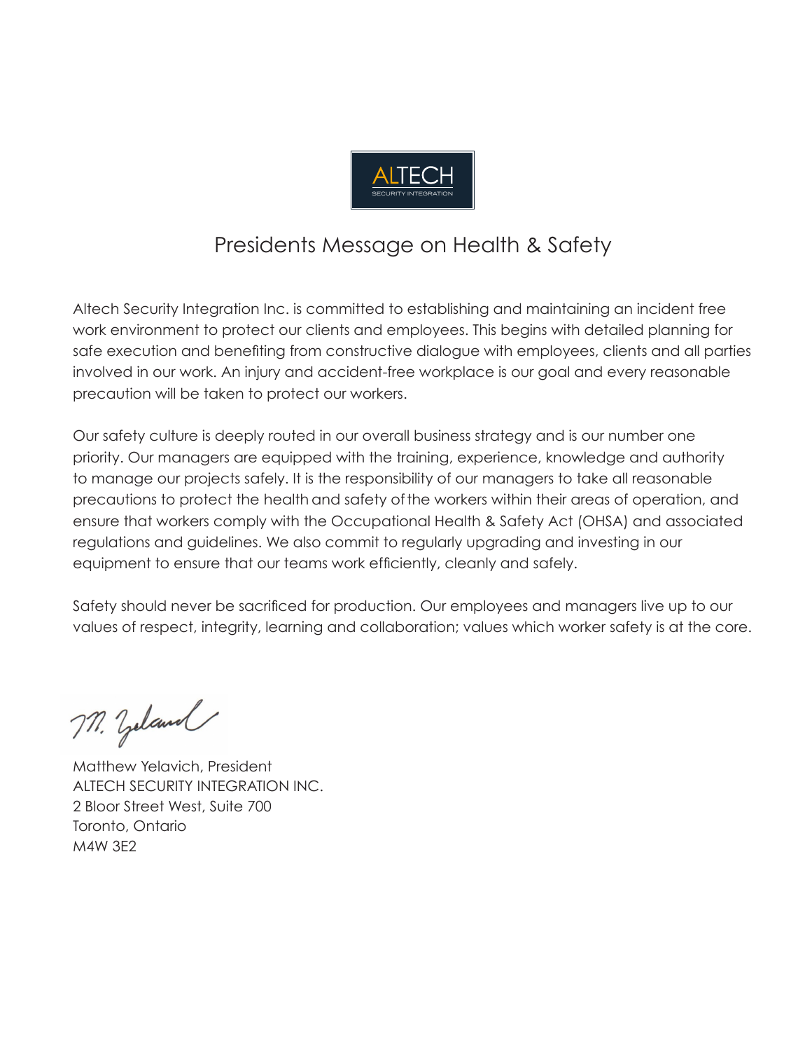ALTECH
SECURITY INTEGRATION

# Presidents Message on Health & Safety

Altech Security Integration Inc. is committed to establishing and maintaining an incident free work environment to protect our clients and employees. This begins with detailed planning for safe execution and benefiting from constructive dialogue with employees, clients and all parties involved in our work. An injury and accident-free workplace is our goal and every reasonable precaution will be taken to protect our workers.

Our safety culture is deeply routed in our overall business strategy and is our number one priority. Our managers are equipped with the training, experience, knowledge and authority to manage our projects safely. It is the responsibility of our managers to take all reasonable precautions to protect the health and safety of the workers within their areas of operation, and ensure that workers comply with the Occupational Health & Safety Act (OHSA) and associated regulations and guidelines. We also commit to regularly upgrading and investing in our equipment to ensure that our teams work efficiently, cleanly and safely.

Safety should never be sacrificed for production. Our employees and managers live up to our values of respect, integrity, learning and collaboration; values which worker safety is at the core.

Matthew Yelavich, President
ALTECH SECURITY INTEGRATION INC.
2 Bloor Street West, Suite 700
Toronto, Ontario
M4W 3E2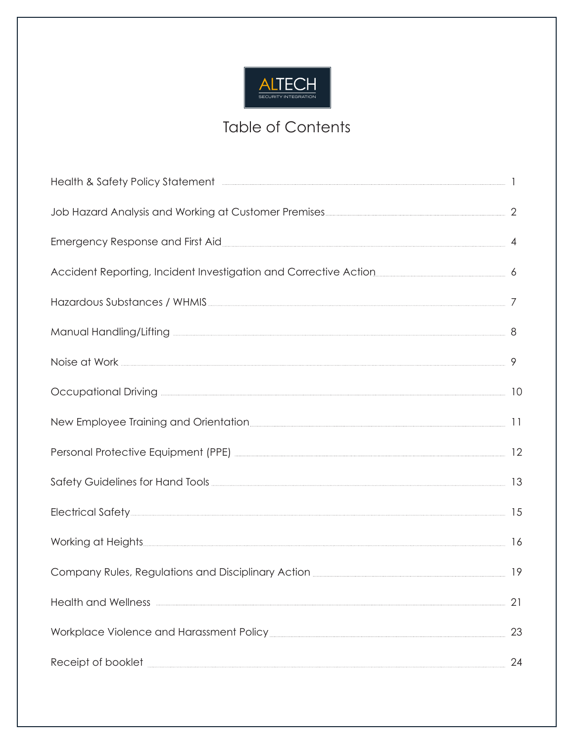ALTECH
SECURITY INTEGRATION

# Table of Contents

| | |
|---|---|
| Health & Safety Policy Statement | 1 |
| Job Hazard Analysis and Working at Customer Premises | 2 |
| Emergency Response and First Aid | 4 |
| Accident Reporting, Incident Investigation and Corrective Action | 6 |
| Hazardous Substances / WHMIS | 7 |
| Manual Handling/Lifting | 8 |
| Noise at Work | 9 |
| Occupational Driving | 10 |
| New Employee Training and Orientation | 11 |
| Personal Protective Equipment (PPE) | 12 |
| Safety Guidelines for Hand Tools | 13 |
| Electrical Safety | 15 |
| Working at Heights | 16 |
| Company Rules, Regulations and Disciplinary Action | 19 |
| Health and Wellness | 21 |
| Workplace Violence and Harassment Policy | 23 |
| Receipt of booklet | 24 |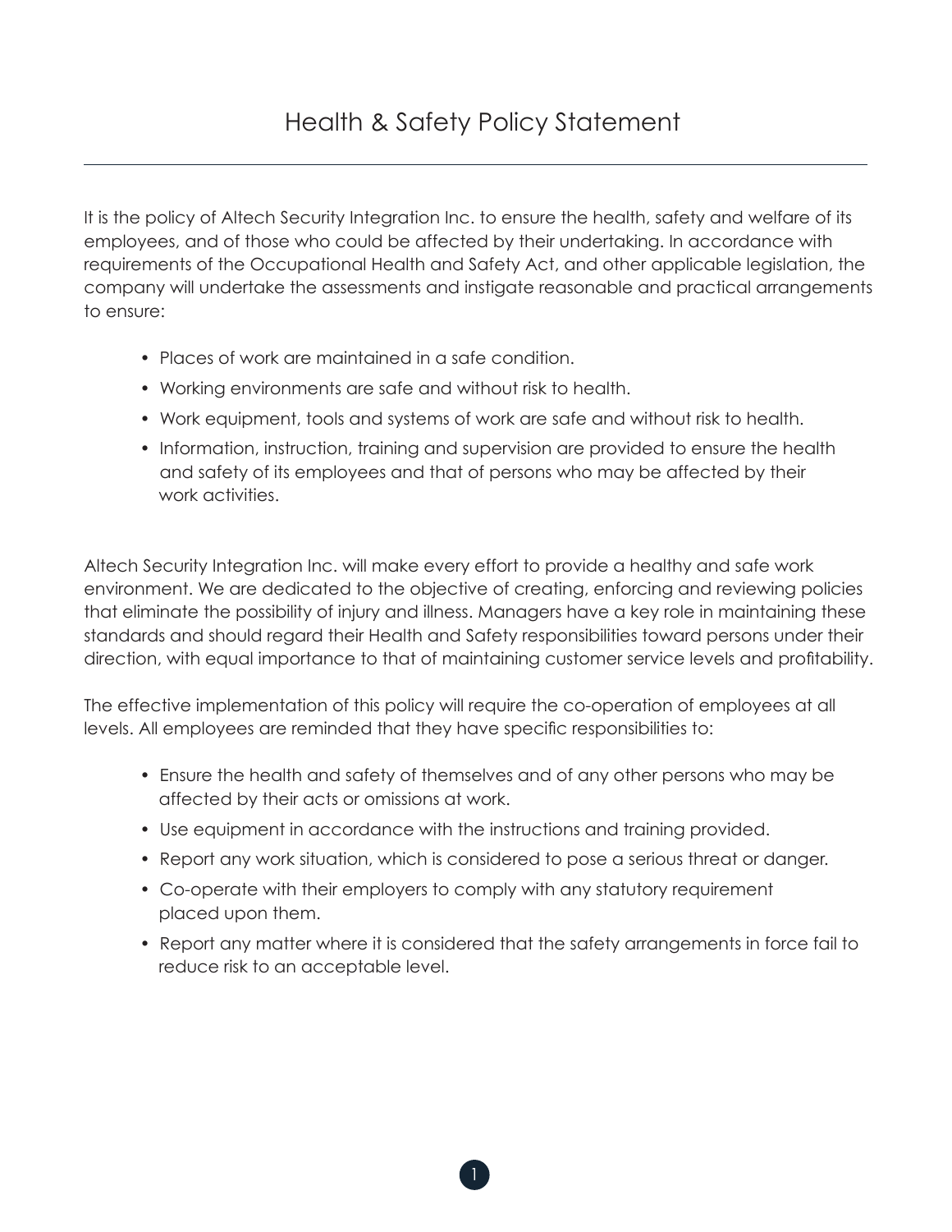# Health & Safety Policy Statement

It is the policy of Altech Security Integration Inc. to ensure the health, safety and welfare of its employees, and of those who could be affected by their undertaking. In accordance with requirements of the Occupational Health and Safety Act, and other applicable legislation, the company will undertake the assessments and instigate reasonable and practical arrangements to ensure:

- Places of work are maintained in a safe condition.
- Working environments are safe and without risk to health.
- Work equipment, tools and systems of work are safe and without risk to health.
- Information, instruction, training and supervision are provided to ensure the health and safety of its employees and that of persons who may be affected by their work activities.

Altech Security Integration Inc. will make every effort to provide a healthy and safe work environment. We are dedicated to the objective of creating, enforcing and reviewing policies that eliminate the possibility of injury and illness. Managers have a key role in maintaining these standards and should regard their Health and Safety responsibilities toward persons under their direction, with equal importance to that of maintaining customer service levels and profitability.

The effective implementation of this policy will require the co-operation of employees at all levels. All employees are reminded that they have specific responsibilities to:

- Ensure the health and safety of themselves and of any other persons who may be affected by their acts or omissions at work.
- Use equipment in accordance with the instructions and training provided.
- Report any work situation, which is considered to pose a serious threat or danger.
- Co-operate with their employers to comply with any statutory requirement placed upon them.
- Report any matter where it is considered that the safety arrangements in force fail to reduce risk to an acceptable level.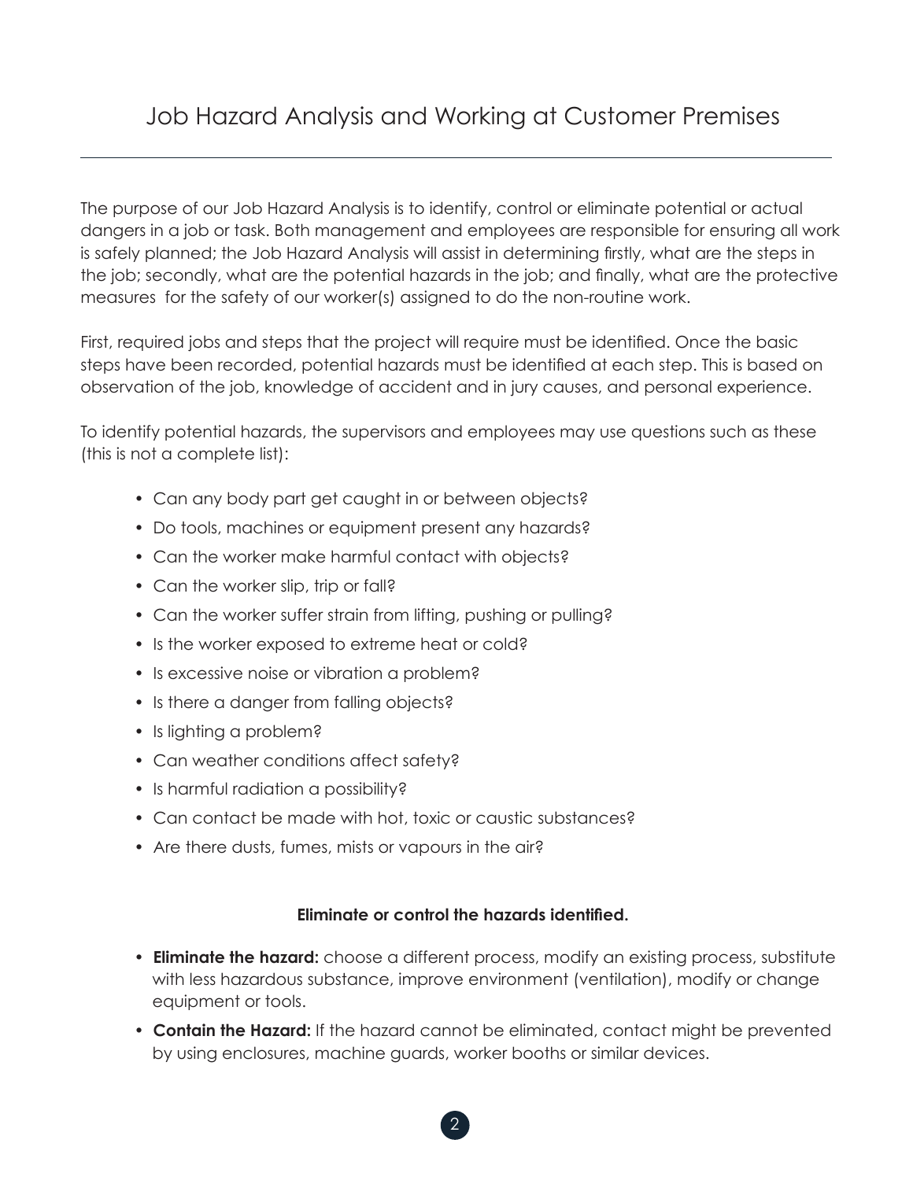# Job Hazard Analysis and Working at Customer Premises

The purpose of our Job Hazard Analysis is to identify, control or eliminate potential or actual dangers in a job or task. Both management and employees are responsible for ensuring all work is safely planned; the Job Hazard Analysis will assist in determining firstly, what are the steps in the job; secondly, what are the potential hazards in the job; and finally, what are the protective measures for the safety of our worker(s) assigned to do the non-routine work.

First, required jobs and steps that the project will require must be identified. Once the basic steps have been recorded, potential hazards must be identified at each step. This is based on observation of the job, knowledge of accident and in jury causes, and personal experience.

To identify potential hazards, the supervisors and employees may use questions such as these (this is not a complete list):

- Can any body part get caught in or between objects?
- Do tools, machines or equipment present any hazards?
- Can the worker make harmful contact with objects?
- Can the worker slip, trip or fall?
- Can the worker suffer strain from lifting, pushing or pulling?
- Is the worker exposed to extreme heat or cold?
- Is excessive noise or vibration a problem?
- Is there a danger from falling objects?
- Is lighting a problem?
- Can weather conditions affect safety?
- Is harmful radiation a possibility?
- Can contact be made with hot, toxic or caustic substances?
- Are there dusts, fumes, mists or vapours in the air?

**Eliminate or control the hazards identified.**

- **Eliminate the hazard:** choose a different process, modify an existing process, substitute with less hazardous substance, improve environment (ventilation), modify or change equipment or tools.
- **Contain the Hazard:** If the hazard cannot be eliminated, contact might be prevented by using enclosures, machine guards, worker booths or similar devices.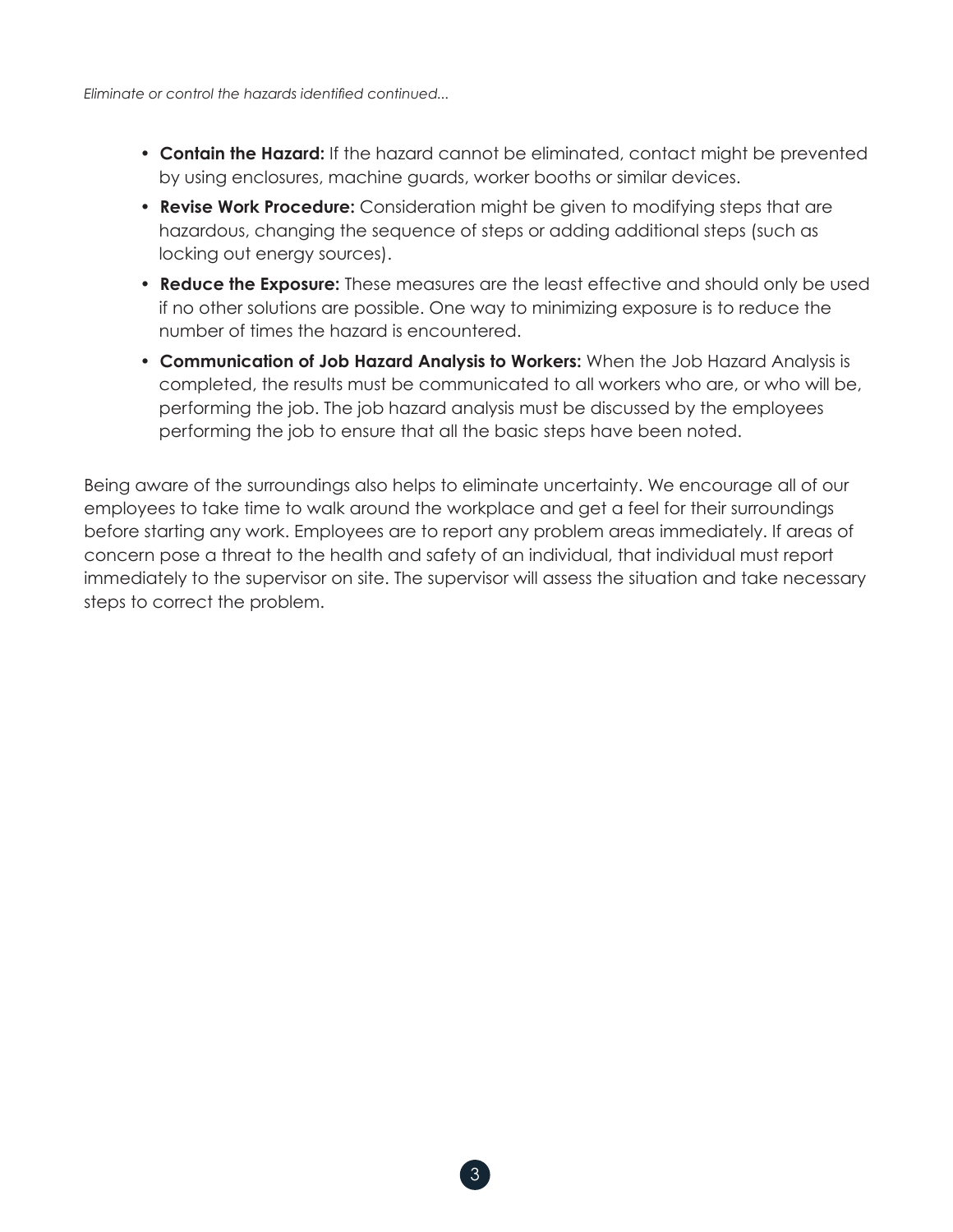*Eliminate or control the hazards identified continued...*

- **Contain the Hazard:** If the hazard cannot be eliminated, contact might be prevented by using enclosures, machine guards, worker booths or similar devices.
- **Revise Work Procedure:** Consideration might be given to modifying steps that are hazardous, changing the sequence of steps or adding additional steps (such as locking out energy sources).
- **Reduce the Exposure:** These measures are the least effective and should only be used if no other solutions are possible. One way to minimizing exposure is to reduce the number of times the hazard is encountered.
- **Communication of Job Hazard Analysis to Workers:** When the Job Hazard Analysis is completed, the results must be communicated to all workers who are, or who will be, performing the job. The job hazard analysis must be discussed by the employees performing the job to ensure that all the basic steps have been noted.

Being aware of the surroundings also helps to eliminate uncertainty. We encourage all of our employees to take time to walk around the workplace and get a feel for their surroundings before starting any work. Employees are to report any problem areas immediately. If areas of concern pose a threat to the health and safety of an individual, that individual must report immediately to the supervisor on site. The supervisor will assess the situation and take necessary steps to correct the problem.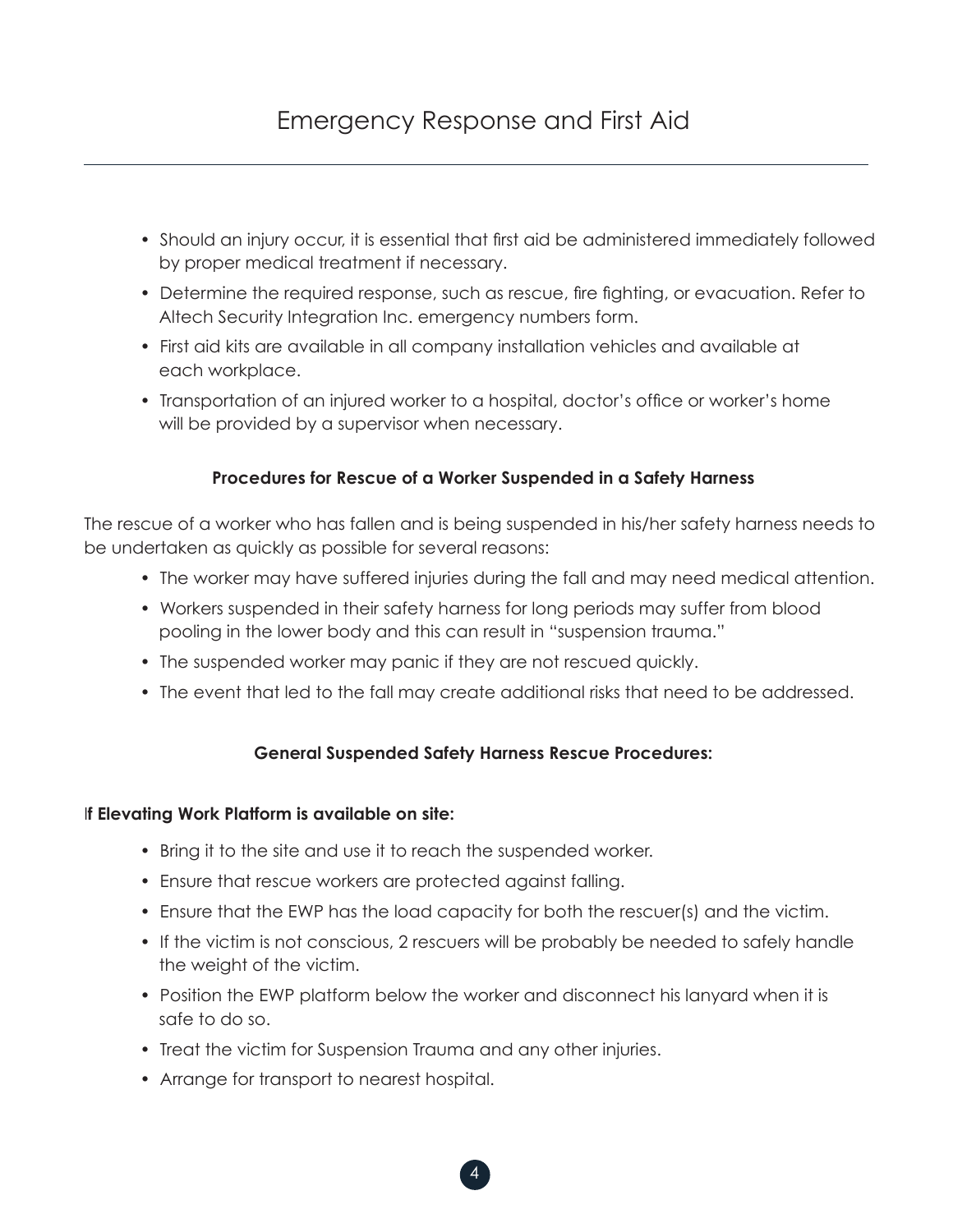# Emergency Response and First Aid

- Should an injury occur, it is essential that first aid be administered immediately followed by proper medical treatment if necessary.
- Determine the required response, such as rescue, fire fighting, or evacuation. Refer to Altech Security Integration Inc. emergency numbers form.
- First aid kits are available in all company installation vehicles and available at each workplace.
- Transportation of an injured worker to a hospital, doctor's office or worker's home will be provided by a supervisor when necessary.

**Procedures for Rescue of a Worker Suspended in a Safety Harness**

The rescue of a worker who has fallen and is being suspended in his/her safety harness needs to be undertaken as quickly as possible for several reasons:

- The worker may have suffered injuries during the fall and may need medical attention.
- Workers suspended in their safety harness for long periods may suffer from blood pooling in the lower body and this can result in "suspension trauma."
- The suspended worker may panic if they are not rescued quickly.
- The event that led to the fall may create additional risks that need to be addressed.

**General Suspended Safety Harness Rescue Procedures:**

**If Elevating Work Platform is available on site:**

- Bring it to the site and use it to reach the suspended worker.
- Ensure that rescue workers are protected against falling.
- Ensure that the EWP has the load capacity for both the rescuer(s) and the victim.
- If the victim is not conscious, 2 rescuers will be probably be needed to safely handle the weight of the victim.
- Position the EWP platform below the worker and disconnect his lanyard when it is safe to do so.
- Treat the victim for Suspension Trauma and any other injuries.
- Arrange for transport to nearest hospital.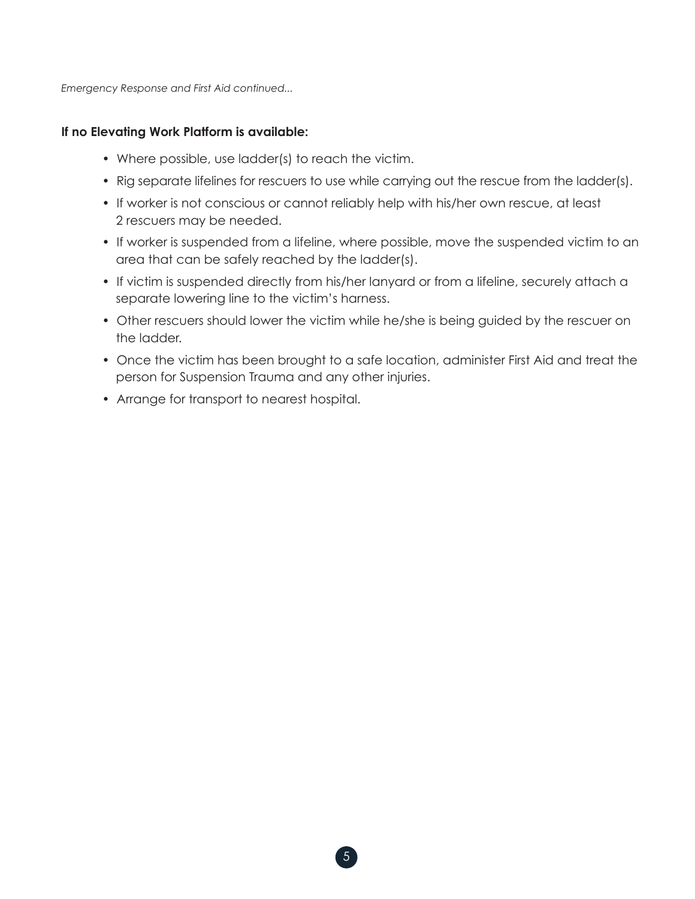*Emergency Response and First Aid continued...*

**If no Elevating Work Platform is available:**

- Where possible, use ladder(s) to reach the victim.
- Rig separate lifelines for rescuers to use while carrying out the rescue from the ladder(s).
- If worker is not conscious or cannot reliably help with his/her own rescue, at least 2 rescuers may be needed.
- If worker is suspended from a lifeline, where possible, move the suspended victim to an area that can be safely reached by the ladder(s).
- If victim is suspended directly from his/her lanyard or from a lifeline, securely attach a separate lowering line to the victim's harness.
- Other rescuers should lower the victim while he/she is being guided by the rescuer on the ladder.
- Once the victim has been brought to a safe location, administer First Aid and treat the person for Suspension Trauma and any other injuries.
- Arrange for transport to nearest hospital.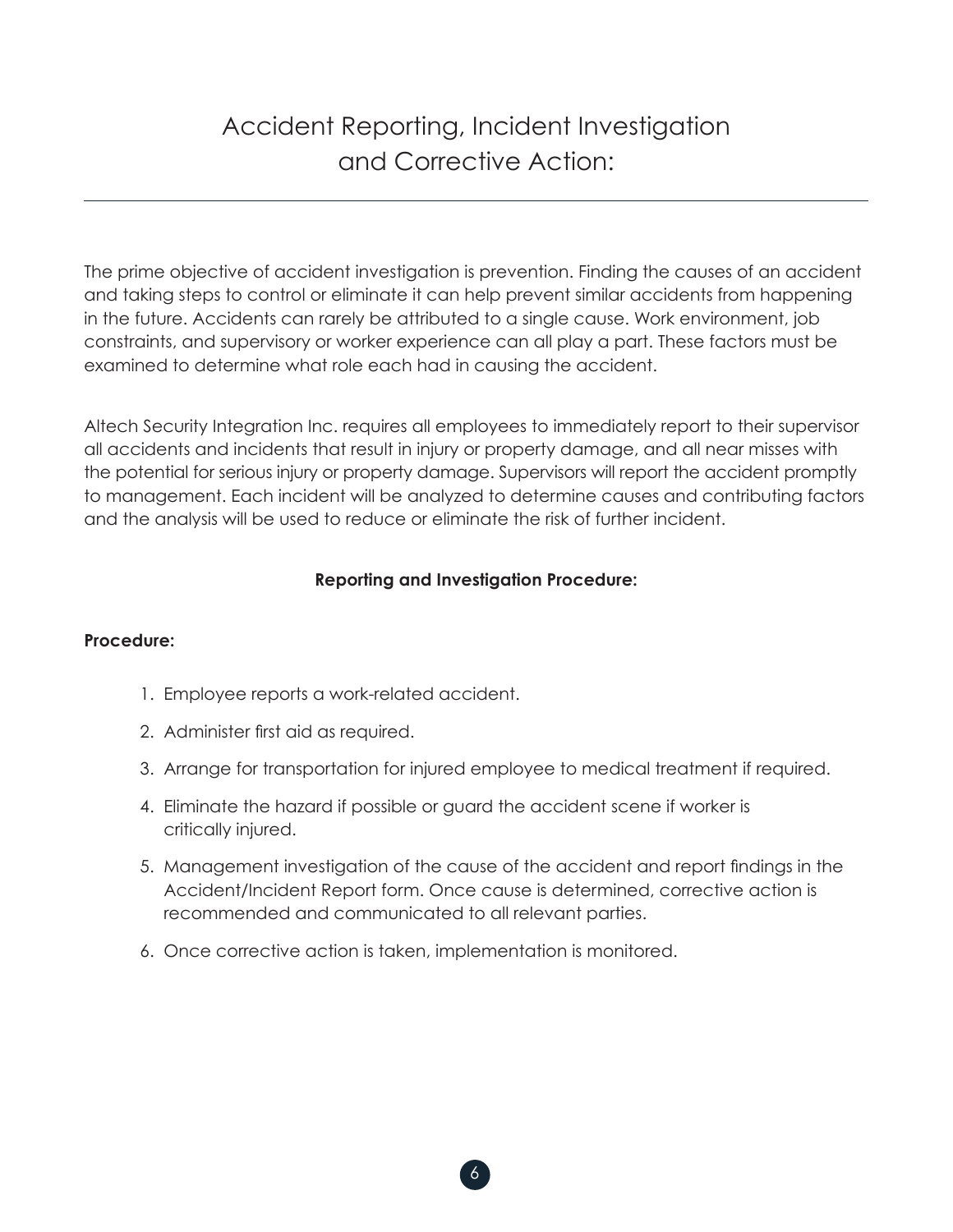# Accident Reporting, Incident Investigation and Corrective Action:

The prime objective of accident investigation is prevention. Finding the causes of an accident and taking steps to control or eliminate it can help prevent similar accidents from happening in the future. Accidents can rarely be attributed to a single cause. Work environment, job constraints, and supervisory or worker experience can all play a part. These factors must be examined to determine what role each had in causing the accident.

Altech Security Integration Inc. requires all employees to immediately report to their supervisor all accidents and incidents that result in injury or property damage, and all near misses with the potential for serious injury or property damage. Supervisors will report the accident promptly to management. Each incident will be analyzed to determine causes and contributing factors and the analysis will be used to reduce or eliminate the risk of further incident.

**Reporting and Investigation Procedure:**

**Procedure:**

1. Employee reports a work-related accident.
2. Administer first aid as required.
3. Arrange for transportation for injured employee to medical treatment if required.
4. Eliminate the hazard if possible or guard the accident scene if worker is critically injured.
5. Management investigation of the cause of the accident and report findings in the Accident/Incident Report form. Once cause is determined, corrective action is recommended and communicated to all relevant parties.
6. Once corrective action is taken, implementation is monitored.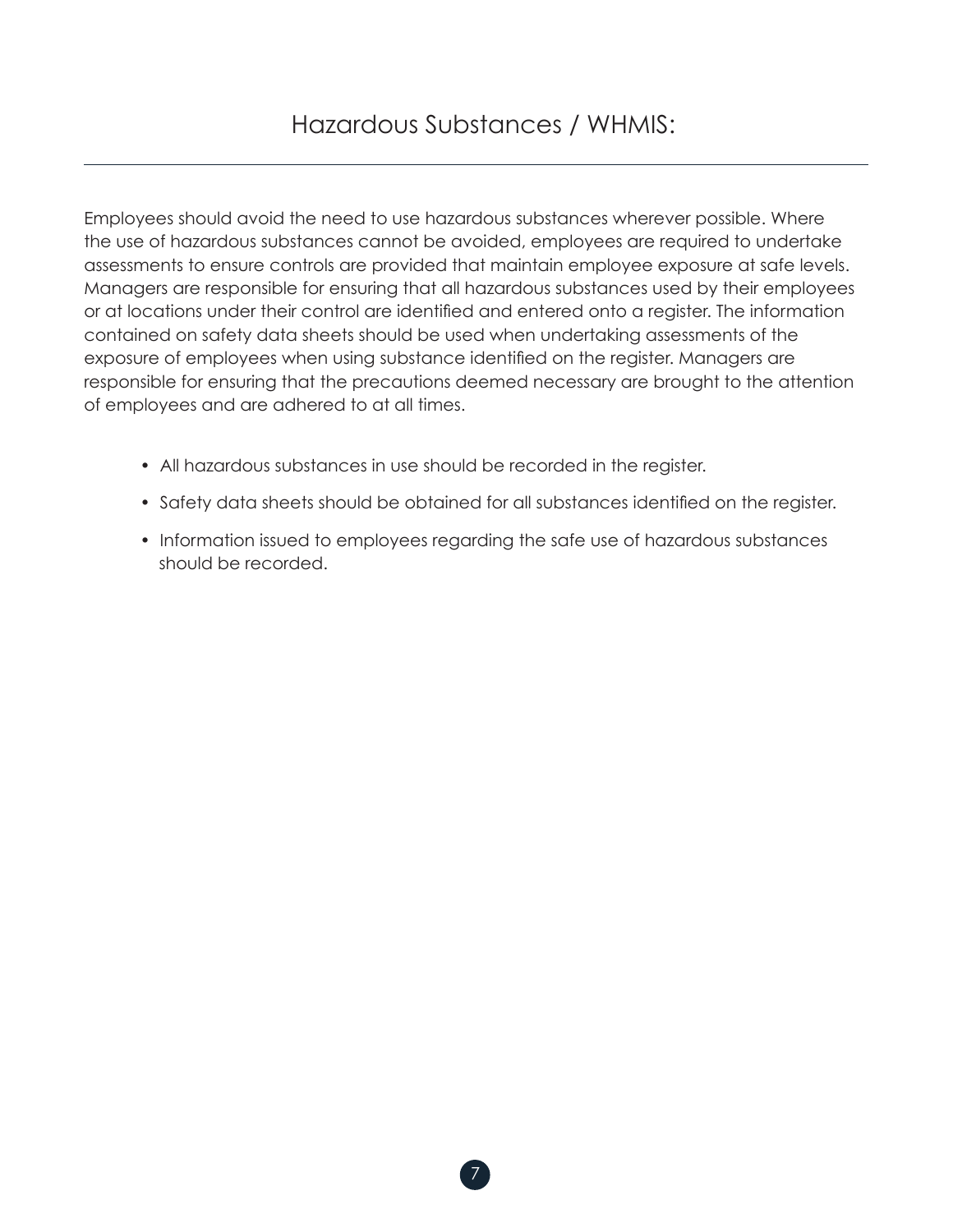# Hazardous Substances / WHMIS:

Employees should avoid the need to use hazardous substances wherever possible. Where the use of hazardous substances cannot be avoided, employees are required to undertake assessments to ensure controls are provided that maintain employee exposure at safe levels. Managers are responsible for ensuring that all hazardous substances used by their employees or at locations under their control are identified and entered onto a register. The information contained on safety data sheets should be used when undertaking assessments of the exposure of employees when using substance identified on the register. Managers are responsible for ensuring that the precautions deemed necessary are brought to the attention of employees and are adhered to at all times.

- All hazardous substances in use should be recorded in the register.
- Safety data sheets should be obtained for all substances identified on the register.
- Information issued to employees regarding the safe use of hazardous substances should be recorded.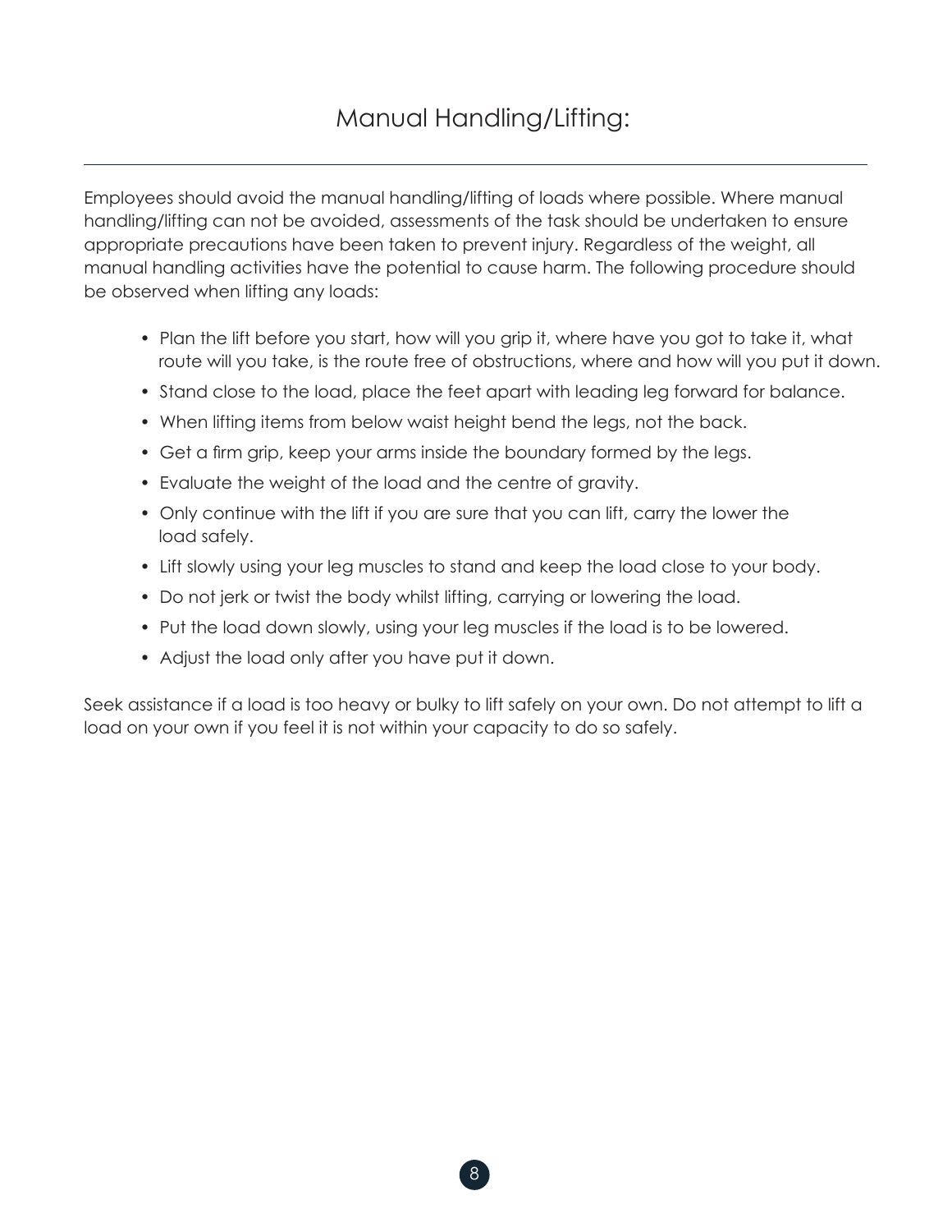# Manual Handling/Lifting:

Employees should avoid the manual handling/lifting of loads where possible. Where manual handling/lifting can not be avoided, assessments of the task should be undertaken to ensure appropriate precautions have been taken to prevent injury. Regardless of the weight, all manual handling activities have the potential to cause harm. The following procedure should be observed when lifting any loads:

- Plan the lift before you start, how will you grip it, where have you got to take it, what route will you take, is the route free of obstructions, where and how will you put it down.
- Stand close to the load, place the feet apart with leading leg forward for balance.
- When lifting items from below waist height bend the legs, not the back.
- Get a firm grip, keep your arms inside the boundary formed by the legs.
- Evaluate the weight of the load and the centre of gravity.
- Only continue with the lift if you are sure that you can lift, carry the lower the load safely.
- Lift slowly using your leg muscles to stand and keep the load close to your body.
- Do not jerk or twist the body whilst lifting, carrying or lowering the load.
- Put the load down slowly, using your leg muscles if the load is to be lowered.
- Adjust the load only after you have put it down.

Seek assistance if a load is too heavy or bulky to lift safely on your own. Do not attempt to lift a load on your own if you feel it is not within your capacity to do so safely.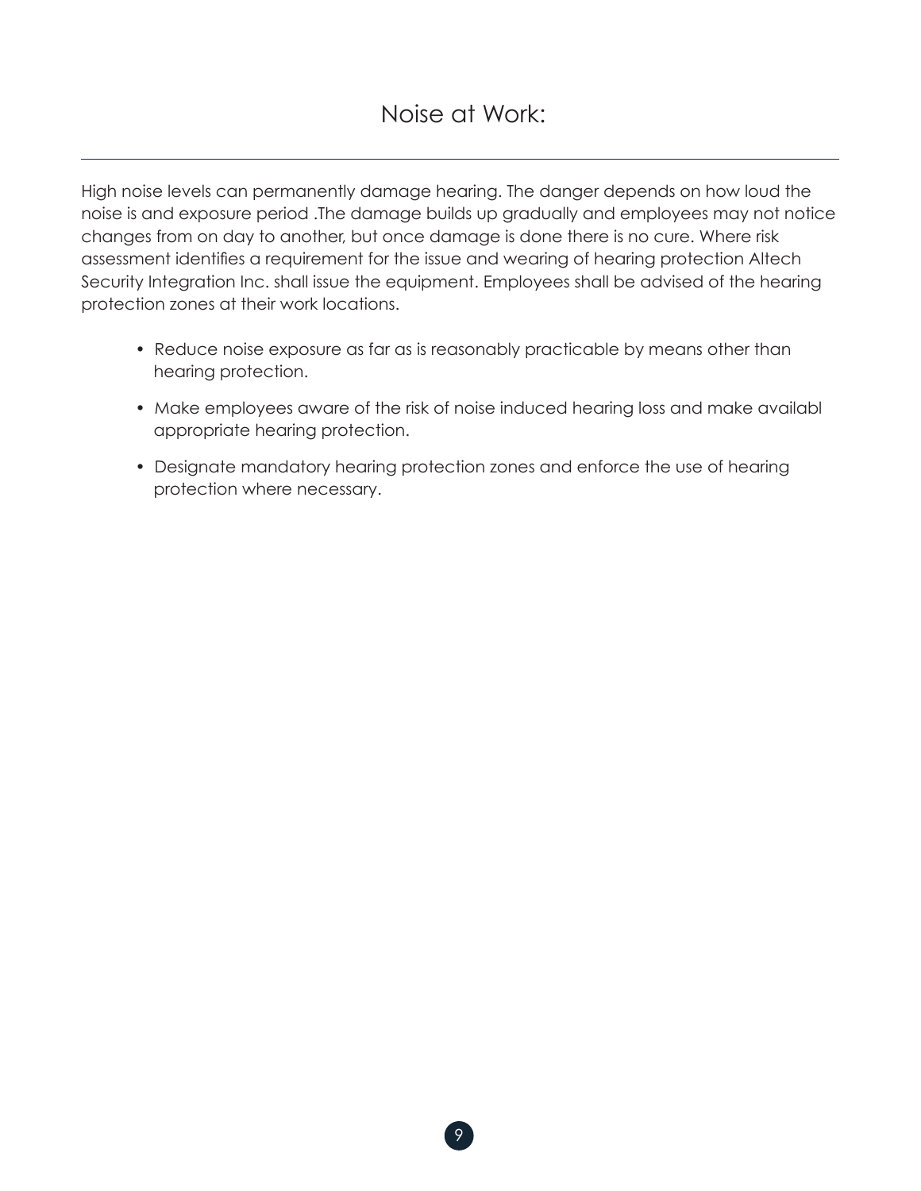# Noise at Work:

High noise levels can permanently damage hearing. The danger depends on how loud the noise is and exposure period .The damage builds up gradually and employees may not notice changes from on day to another, but once damage is done there is no cure. Where risk assessment identifies a requirement for the issue and wearing of hearing protection Altech Security Integration Inc. shall issue the equipment. Employees shall be advised of the hearing protection zones at their work locations.

- Reduce noise exposure as far as is reasonably practicable by means other than hearing protection.
- Make employees aware of the risk of noise induced hearing loss and make availabl appropriate hearing protection.
- Designate mandatory hearing protection zones and enforce the use of hearing protection where necessary.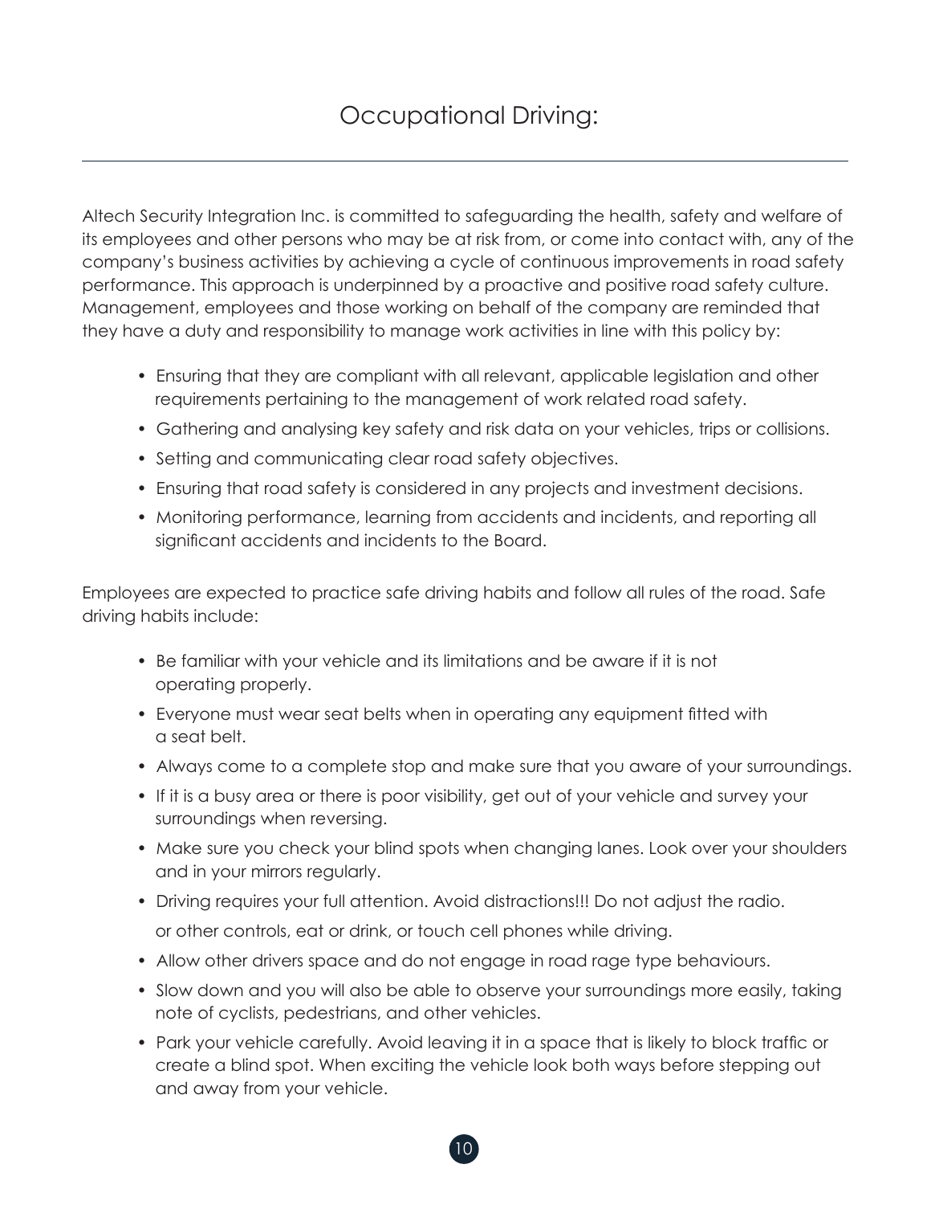# Occupational Driving:

Altech Security Integration Inc. is committed to safeguarding the health, safety and welfare of its employees and other persons who may be at risk from, or come into contact with, any of the company's business activities by achieving a cycle of continuous improvements in road safety performance. This approach is underpinned by a proactive and positive road safety culture. Management, employees and those working on behalf of the company are reminded that they have a duty and responsibility to manage work activities in line with this policy by:

- Ensuring that they are compliant with all relevant, applicable legislation and other requirements pertaining to the management of work related road safety.
- Gathering and analysing key safety and risk data on your vehicles, trips or collisions.
- Setting and communicating clear road safety objectives.
- Ensuring that road safety is considered in any projects and investment decisions.
- Monitoring performance, learning from accidents and incidents, and reporting all significant accidents and incidents to the Board.

Employees are expected to practice safe driving habits and follow all rules of the road. Safe driving habits include:

- Be familiar with your vehicle and its limitations and be aware if it is not operating properly.
- Everyone must wear seat belts when in operating any equipment fitted with a seat belt.
- Always come to a complete stop and make sure that you aware of your surroundings.
- If it is a busy area or there is poor visibility, get out of your vehicle and survey your surroundings when reversing.
- Make sure you check your blind spots when changing lanes. Look over your shoulders and in your mirrors regularly.
- Driving requires your full attention. Avoid distractions!!! Do not adjust the radio. or other controls, eat or drink, or touch cell phones while driving.
- Allow other drivers space and do not engage in road rage type behaviours.
- Slow down and you will also be able to observe your surroundings more easily, taking note of cyclists, pedestrians, and other vehicles.
- Park your vehicle carefully. Avoid leaving it in a space that is likely to block traffic or create a blind spot. When exciting the vehicle look both ways before stepping out and away from your vehicle.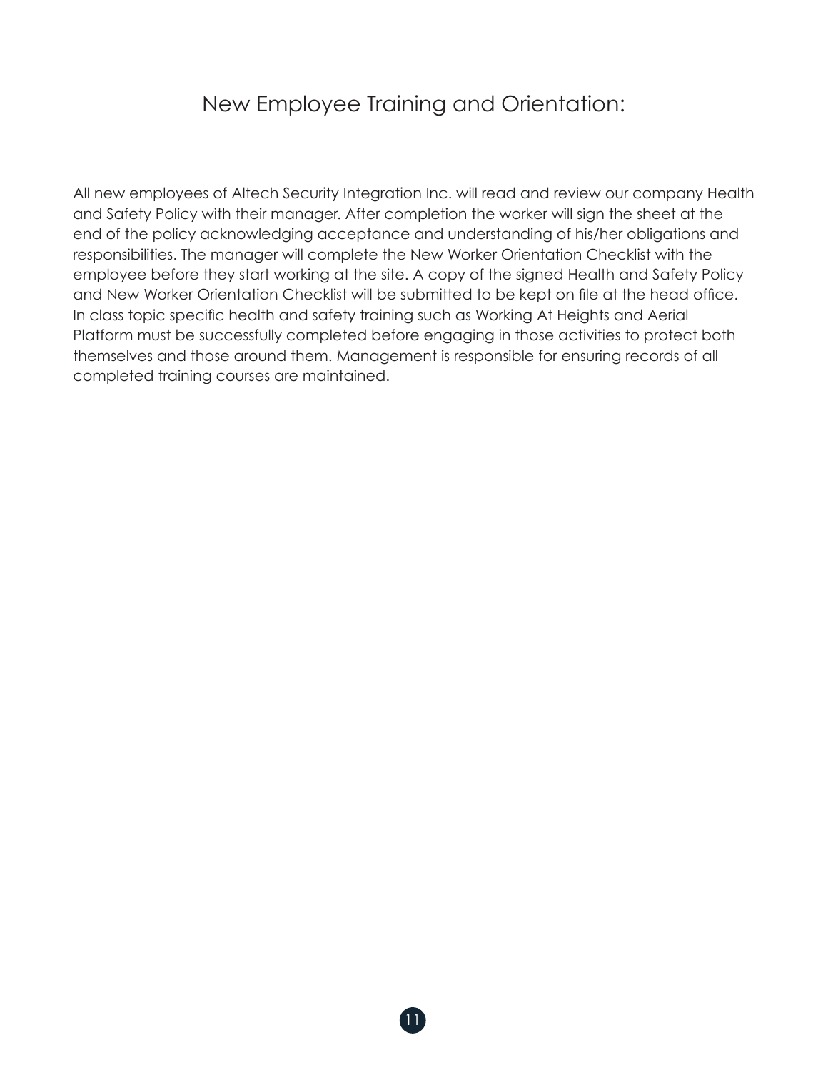# New Employee Training and Orientation:

All new employees of Altech Security Integration Inc. will read and review our company Health and Safety Policy with their manager. After completion the worker will sign the sheet at the end of the policy acknowledging acceptance and understanding of his/her obligations and responsibilities. The manager will complete the New Worker Orientation Checklist with the employee before they start working at the site. A copy of the signed Health and Safety Policy and New Worker Orientation Checklist will be submitted to be kept on file at the head office. In class topic specific health and safety training such as Working At Heights and Aerial Platform must be successfully completed before engaging in those activities to protect both themselves and those around them. Management is responsible for ensuring records of all completed training courses are maintained.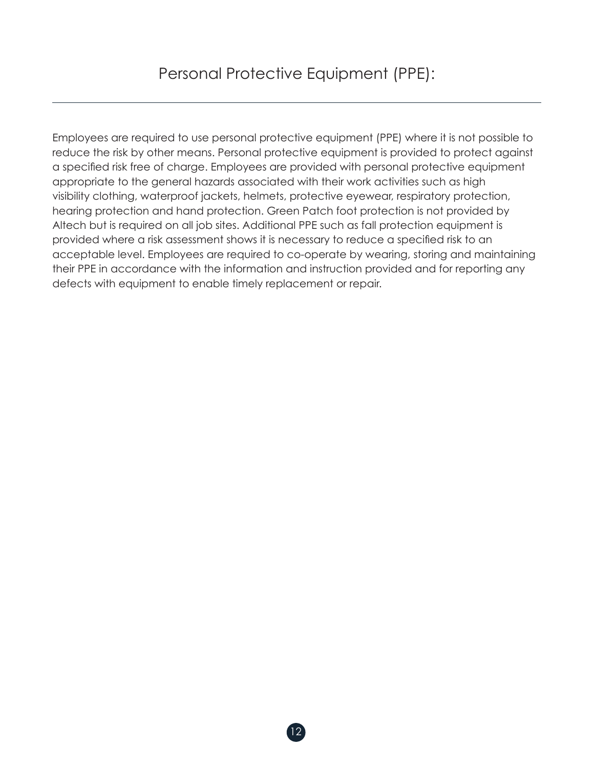# Personal Protective Equipment (PPE):

Employees are required to use personal protective equipment (PPE) where it is not possible to reduce the risk by other means. Personal protective equipment is provided to protect against a specified risk free of charge. Employees are provided with personal protective equipment appropriate to the general hazards associated with their work activities such as high visibility clothing, waterproof jackets, helmets, protective eyewear, respiratory protection, hearing protection and hand protection. Green Patch foot protection is not provided by Altech but is required on all job sites. Additional PPE such as fall protection equipment is provided where a risk assessment shows it is necessary to reduce a specified risk to an acceptable level. Employees are required to co-operate by wearing, storing and maintaining their PPE in accordance with the information and instruction provided and for reporting any defects with equipment to enable timely replacement or repair.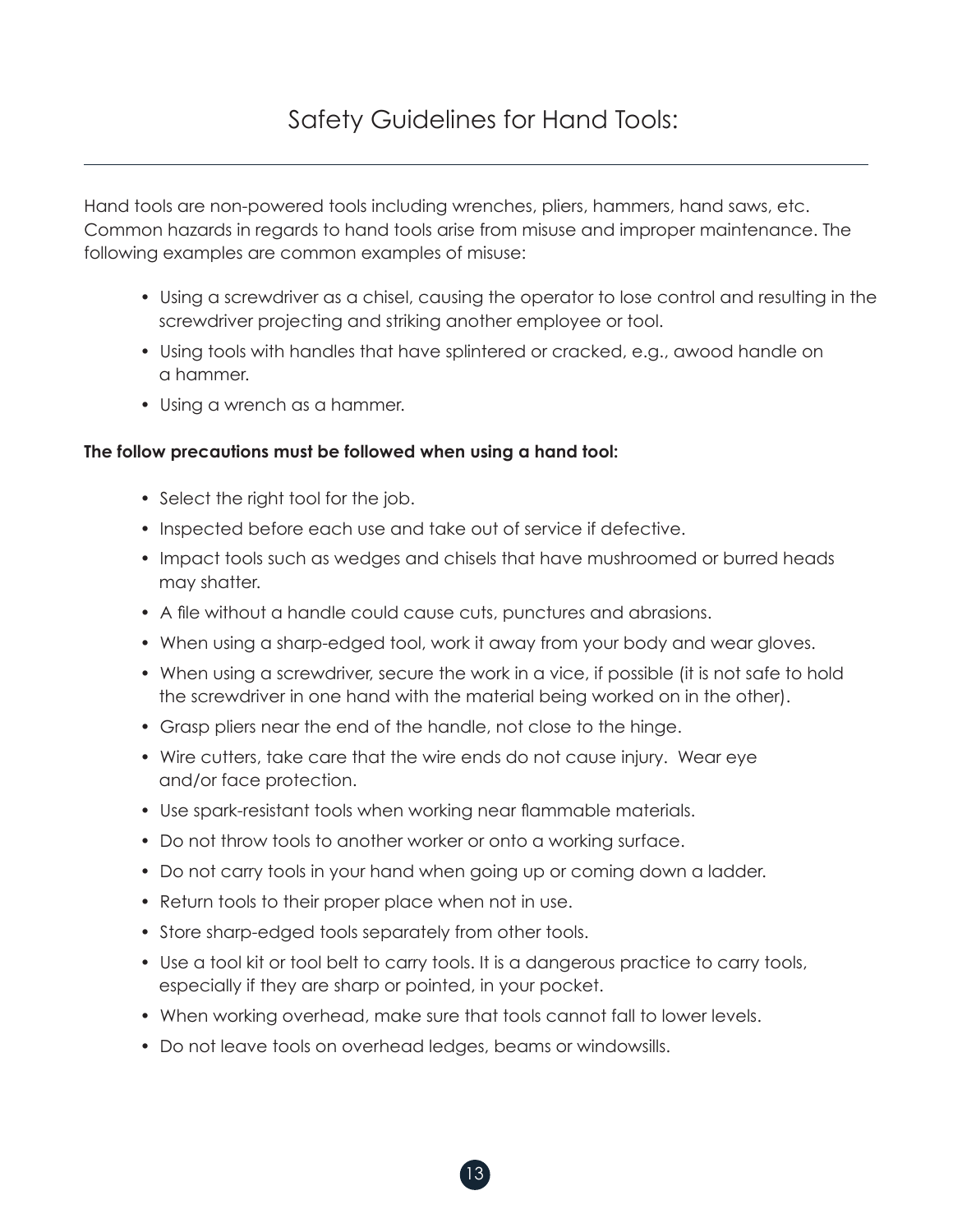# Safety Guidelines for Hand Tools:

---

Hand tools are non-powered tools including wrenches, pliers, hammers, hand saws, etc. Common hazards in regards to hand tools arise from misuse and improper maintenance. The following examples are common examples of misuse:

- Using a screwdriver as a chisel, causing the operator to lose control and resulting in the screwdriver projecting and striking another employee or tool.
- Using tools with handles that have splintered or cracked, e.g., awood handle on a hammer.
- Using a wrench as a hammer.

**The follow precautions must be followed when using a hand tool:**

- Select the right tool for the job.
- Inspected before each use and take out of service if defective.
- Impact tools such as wedges and chisels that have mushroomed or burred heads may shatter.
- A file without a handle could cause cuts, punctures and abrasions.
- When using a sharp-edged tool, work it away from your body and wear gloves.
- When using a screwdriver, secure the work in a vice, if possible (it is not safe to hold the screwdriver in one hand with the material being worked on in the other).
- Grasp pliers near the end of the handle, not close to the hinge.
- Wire cutters, take care that the wire ends do not cause injury. Wear eye and/or face protection.
- Use spark-resistant tools when working near flammable materials.
- Do not throw tools to another worker or onto a working surface.
- Do not carry tools in your hand when going up or coming down a ladder.
- Return tools to their proper place when not in use.
- Store sharp-edged tools separately from other tools.
- Use a tool kit or tool belt to carry tools. It is a dangerous practice to carry tools, especially if they are sharp or pointed, in your pocket.
- When working overhead, make sure that tools cannot fall to lower levels.
- Do not leave tools on overhead ledges, beams or windowsills.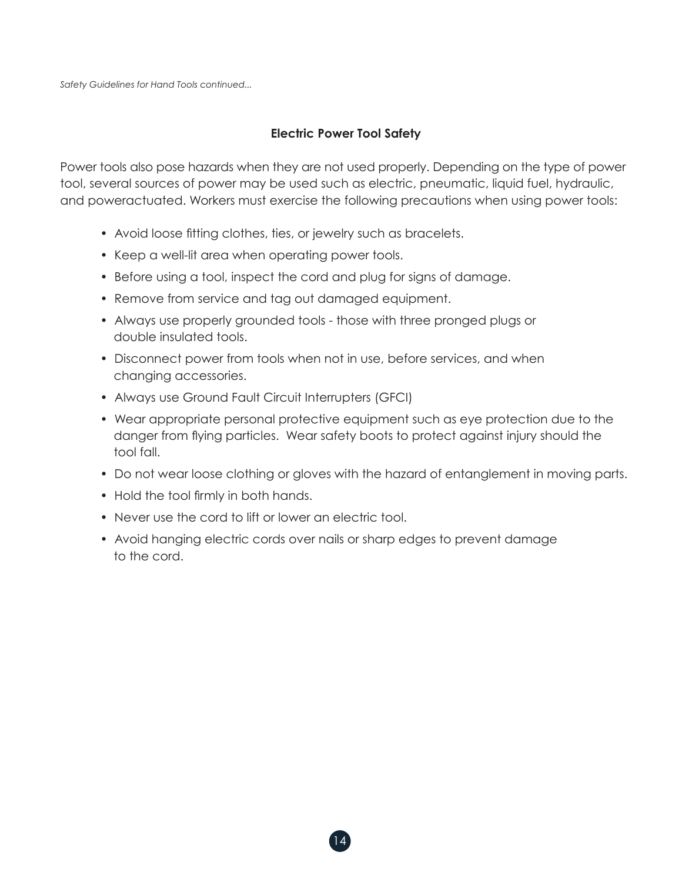*Safety Guidelines for Hand Tools continued...*

## Electric Power Tool Safety

Power tools also pose hazards when they are not used properly. Depending on the type of power tool, several sources of power may be used such as electric, pneumatic, liquid fuel, hydraulic, and poweractuated. Workers must exercise the following precautions when using power tools:

- Avoid loose fitting clothes, ties, or jewelry such as bracelets.
- Keep a well-lit area when operating power tools.
- Before using a tool, inspect the cord and plug for signs of damage.
- Remove from service and tag out damaged equipment.
- Always use properly grounded tools - those with three pronged plugs or double insulated tools.
- Disconnect power from tools when not in use, before services, and when changing accessories.
- Always use Ground Fault Circuit Interrupters (GFCI)
- Wear appropriate personal protective equipment such as eye protection due to the danger from flying particles.  Wear safety boots to protect against injury should the tool fall.
- Do not wear loose clothing or gloves with the hazard of entanglement in moving parts.
- Hold the tool firmly in both hands.
- Never use the cord to lift or lower an electric tool.
- Avoid hanging electric cords over nails or sharp edges to prevent damage to the cord.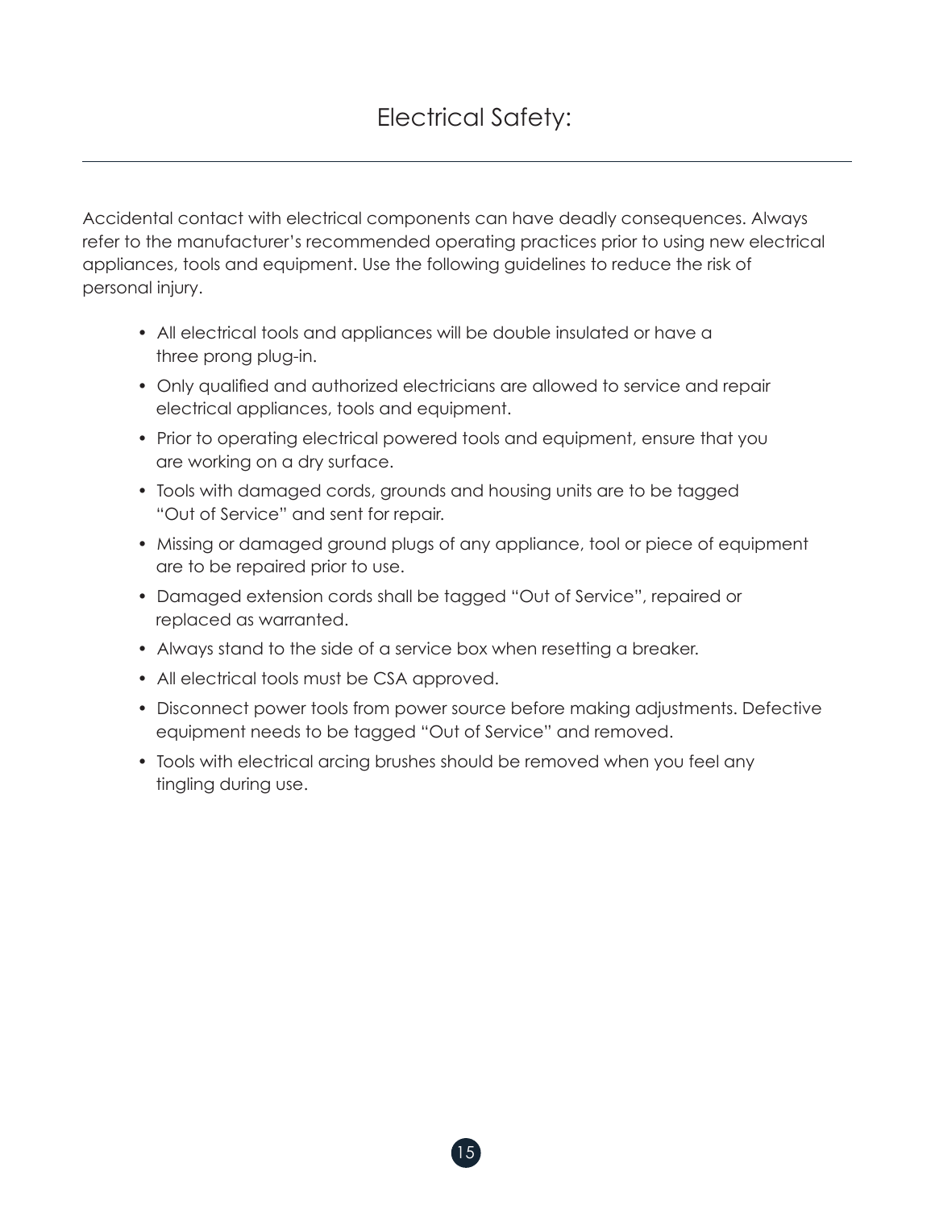# Electrical Safety:

Accidental contact with electrical components can have deadly consequences. Always refer to the manufacturer's recommended operating practices prior to using new electrical appliances, tools and equipment. Use the following guidelines to reduce the risk of personal injury.

- All electrical tools and appliances will be double insulated or have a three prong plug-in.
- Only qualified and authorized electricians are allowed to service and repair electrical appliances, tools and equipment.
- Prior to operating electrical powered tools and equipment, ensure that you are working on a dry surface.
- Tools with damaged cords, grounds and housing units are to be tagged "Out of Service" and sent for repair.
- Missing or damaged ground plugs of any appliance, tool or piece of equipment are to be repaired prior to use.
- Damaged extension cords shall be tagged "Out of Service", repaired or replaced as warranted.
- Always stand to the side of a service box when resetting a breaker.
- All electrical tools must be CSA approved.
- Disconnect power tools from power source before making adjustments. Defective equipment needs to be tagged "Out of Service" and removed.
- Tools with electrical arcing brushes should be removed when you feel any tingling during use.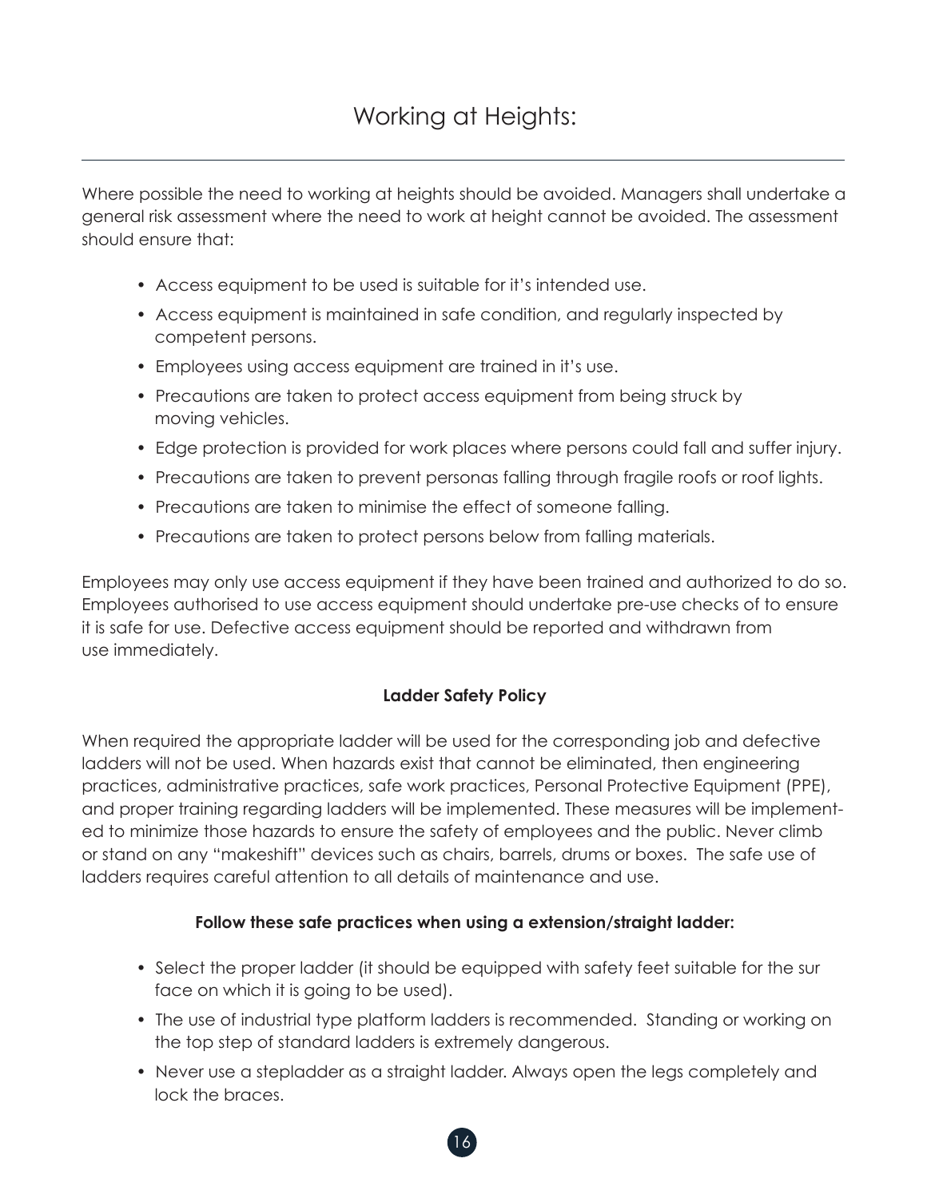# Working at Heights:

Where possible the need to working at heights should be avoided. Managers shall undertake a general risk assessment where the need to work at height cannot be avoided. The assessment should ensure that:

- Access equipment to be used is suitable for it's intended use.
- Access equipment is maintained in safe condition, and regularly inspected by competent persons.
- Employees using access equipment are trained in it's use.
- Precautions are taken to protect access equipment from being struck by moving vehicles.
- Edge protection is provided for work places where persons could fall and suffer injury.
- Precautions are taken to prevent personas falling through fragile roofs or roof lights.
- Precautions are taken to minimise the effect of someone falling.
- Precautions are taken to protect persons below from falling materials.

Employees may only use access equipment if they have been trained and authorized to do so. Employees authorised to use access equipment should undertake pre-use checks of to ensure it is safe for use. Defective access equipment should be reported and withdrawn from use immediately.

**Ladder Safety Policy**

When required the appropriate ladder will be used for the corresponding job and defective ladders will not be used. When hazards exist that cannot be eliminated, then engineering practices, administrative practices, safe work practices, Personal Protective Equipment (PPE), and proper training regarding ladders will be implemented. These measures will be implemented to minimize those hazards to ensure the safety of employees and the public. Never climb or stand on any "makeshift" devices such as chairs, barrels, drums or boxes. The safe use of ladders requires careful attention to all details of maintenance and use.

**Follow these safe practices when using a extension/straight ladder:**

- Select the proper ladder (it should be equipped with safety feet suitable for the sur face on which it is going to be used).
- The use of industrial type platform ladders is recommended. Standing or working on the top step of standard ladders is extremely dangerous.
- Never use a stepladder as a straight ladder. Always open the legs completely and lock the braces.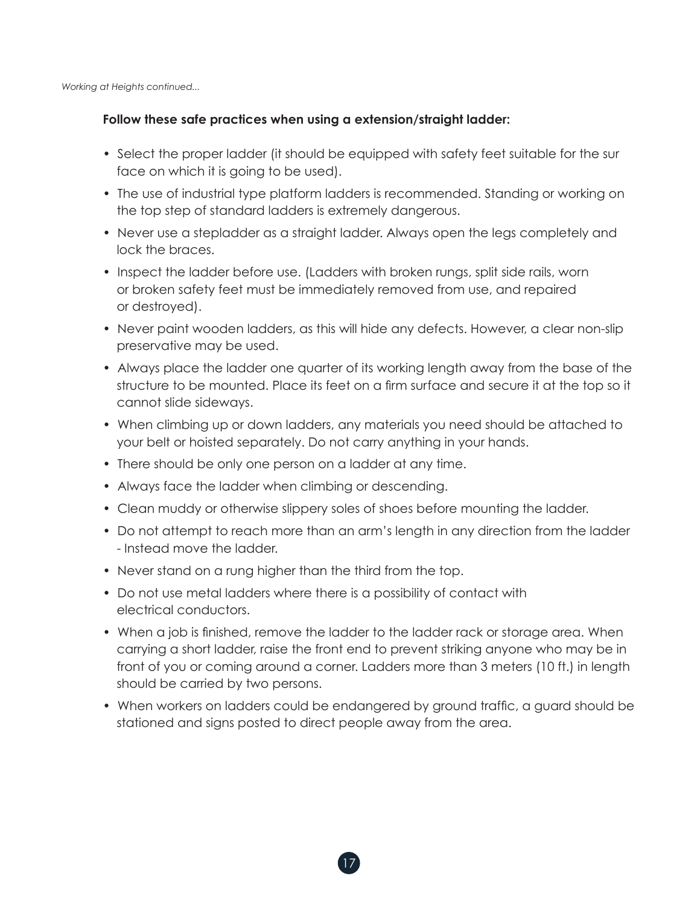*Working at Heights continued...*

**Follow these safe practices when using a extension/straight ladder:**

- Select the proper ladder (it should be equipped with safety feet suitable for the sur face on which it is going to be used).
- The use of industrial type platform ladders is recommended. Standing or working on the top step of standard ladders is extremely dangerous.
- Never use a stepladder as a straight ladder. Always open the legs completely and lock the braces.
- Inspect the ladder before use. (Ladders with broken rungs, split side rails, worn or broken safety feet must be immediately removed from use, and repaired or destroyed).
- Never paint wooden ladders, as this will hide any defects. However, a clear non-slip preservative may be used.
- Always place the ladder one quarter of its working length away from the base of the structure to be mounted. Place its feet on a firm surface and secure it at the top so it cannot slide sideways.
- When climbing up or down ladders, any materials you need should be attached to your belt or hoisted separately. Do not carry anything in your hands.
- There should be only one person on a ladder at any time.
- Always face the ladder when climbing or descending.
- Clean muddy or otherwise slippery soles of shoes before mounting the ladder.
- Do not attempt to reach more than an arm's length in any direction from the ladder - Instead move the ladder.
- Never stand on a rung higher than the third from the top.
- Do not use metal ladders where there is a possibility of contact with electrical conductors.
- When a job is finished, remove the ladder to the ladder rack or storage area. When carrying a short ladder, raise the front end to prevent striking anyone who may be in front of you or coming around a corner. Ladders more than 3 meters (10 ft.) in length should be carried by two persons.
- When workers on ladders could be endangered by ground traffic, a guard should be stationed and signs posted to direct people away from the area.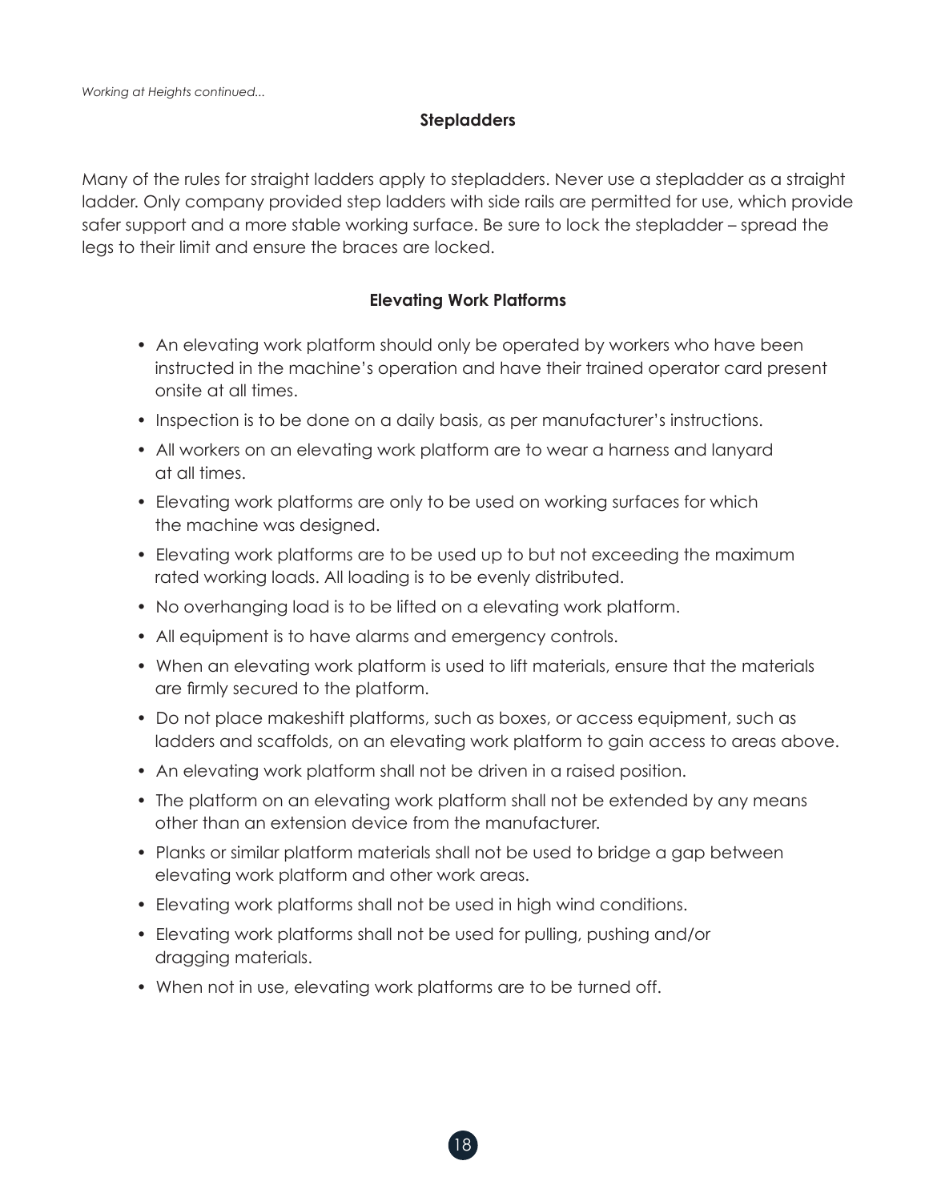*Working at Heights continued...*

### Stepladders

Many of the rules for straight ladders apply to stepladders. Never use a stepladder as a straight ladder. Only company provided step ladders with side rails are permitted for use, which provide safer support and a more stable working surface. Be sure to lock the stepladder – spread the legs to their limit and ensure the braces are locked.

### Elevating Work Platforms

- An elevating work platform should only be operated by workers who have been instructed in the machine's operation and have their trained operator card present onsite at all times.
- Inspection is to be done on a daily basis, as per manufacturer's instructions.
- All workers on an elevating work platform are to wear a harness and lanyard at all times.
- Elevating work platforms are only to be used on working surfaces for which the machine was designed.
- Elevating work platforms are to be used up to but not exceeding the maximum rated working loads. All loading is to be evenly distributed.
- No overhanging load is to be lifted on a elevating work platform.
- All equipment is to have alarms and emergency controls.
- When an elevating work platform is used to lift materials, ensure that the materials are firmly secured to the platform.
- Do not place makeshift platforms, such as boxes, or access equipment, such as ladders and scaffolds, on an elevating work platform to gain access to areas above.
- An elevating work platform shall not be driven in a raised position.
- The platform on an elevating work platform shall not be extended by any means other than an extension device from the manufacturer.
- Planks or similar platform materials shall not be used to bridge a gap between elevating work platform and other work areas.
- Elevating work platforms shall not be used in high wind conditions.
- Elevating work platforms shall not be used for pulling, pushing and/or dragging materials.
- When not in use, elevating work platforms are to be turned off.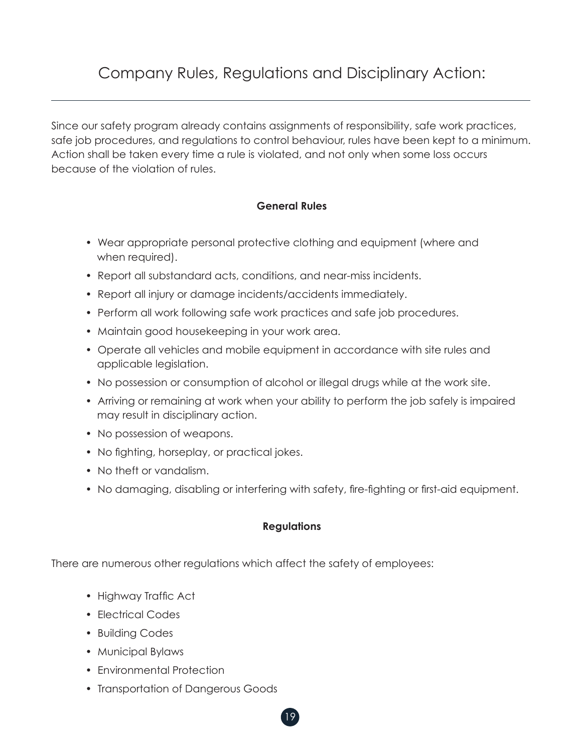# Company Rules, Regulations and Disciplinary Action:

---

Since our safety program already contains assignments of responsibility, safe work practices, safe job procedures, and regulations to control behaviour, rules have been kept to a minimum. Action shall be taken every time a rule is violated, and not only when some loss occurs because of the violation of rules.

**General Rules**

- Wear appropriate personal protective clothing and equipment (where and when required).
- Report all substandard acts, conditions, and near-miss incidents.
- Report all injury or damage incidents/accidents immediately.
- Perform all work following safe work practices and safe job procedures.
- Maintain good housekeeping in your work area.
- Operate all vehicles and mobile equipment in accordance with site rules and applicable legislation.
- No possession or consumption of alcohol or illegal drugs while at the work site.
- Arriving or remaining at work when your ability to perform the job safely is impaired may result in disciplinary action.
- No possession of weapons.
- No fighting, horseplay, or practical jokes.
- No theft or vandalism.
- No damaging, disabling or interfering with safety, fire-fighting or first-aid equipment.

**Regulations**

There are numerous other regulations which affect the safety of employees:

- Highway Traffic Act
- Electrical Codes
- Building Codes
- Municipal Bylaws
- Environmental Protection
- Transportation of Dangerous Goods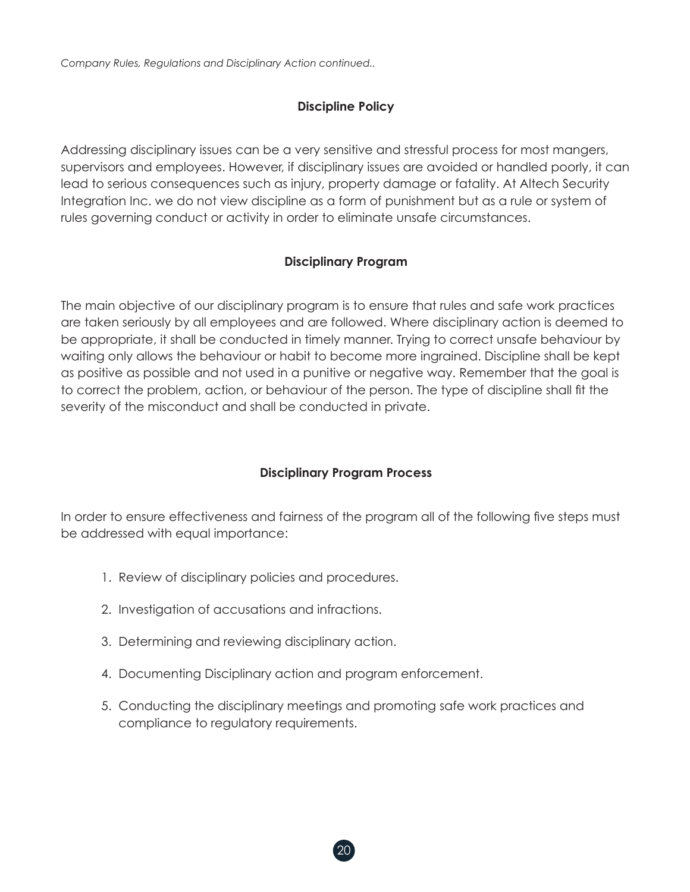*Company Rules, Regulations and Disciplinary Action continued..*

## Discipline Policy

Addressing disciplinary issues can be a very sensitive and stressful process for most mangers, supervisors and employees. However, if disciplinary issues are avoided or handled poorly, it can lead to serious consequences such as injury, property damage or fatality. At Altech Security Integration Inc. we do not view discipline as a form of punishment but as a rule or system of rules governing conduct or activity in order to eliminate unsafe circumstances.

## Disciplinary Program

The main objective of our disciplinary program is to ensure that rules and safe work practices are taken seriously by all employees and are followed. Where disciplinary action is deemed to be appropriate, it shall be conducted in timely manner. Trying to correct unsafe behaviour by waiting only allows the behaviour or habit to become more ingrained. Discipline shall be kept as positive as possible and not used in a punitive or negative way. Remember that the goal is to correct the problem, action, or behaviour of the person. The type of discipline shall fit the severity of the misconduct and shall be conducted in private.

## Disciplinary Program Process

In order to ensure effectiveness and fairness of the program all of the following five steps must be addressed with equal importance:

1. Review of disciplinary policies and procedures.
2. Investigation of accusations and infractions.
3. Determining and reviewing disciplinary action.
4. Documenting Disciplinary action and program enforcement.
5. Conducting the disciplinary meetings and promoting safe work practices and compliance to regulatory requirements.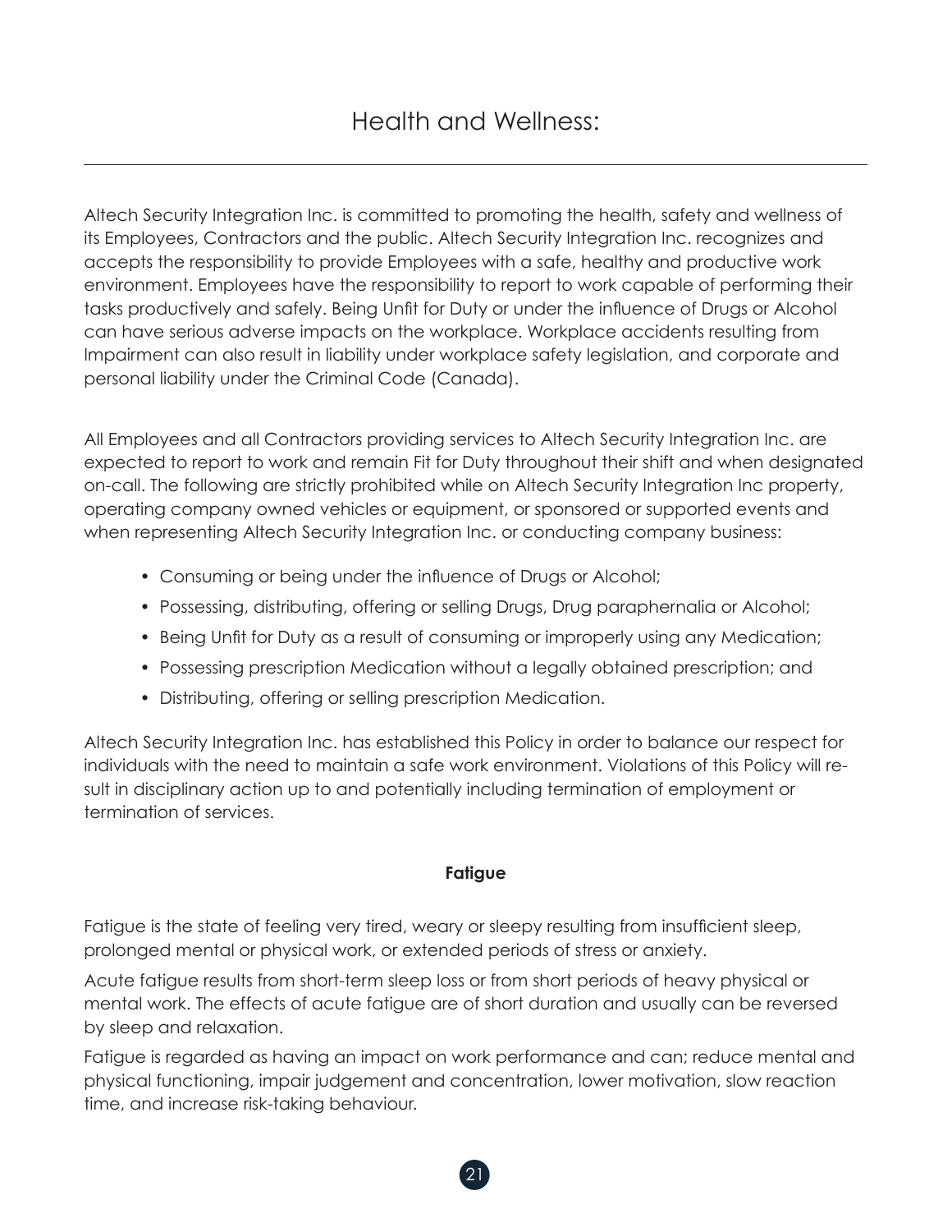# Health and Wellness:

Altech Security Integration Inc. is committed to promoting the health, safety and wellness of its Employees, Contractors and the public. Altech Security Integration Inc. recognizes and accepts the responsibility to provide Employees with a safe, healthy and productive work environment. Employees have the responsibility to report to work capable of performing their tasks productively and safely. Being Unfit for Duty or under the influence of Drugs or Alcohol can have serious adverse impacts on the workplace. Workplace accidents resulting from Impairment can also result in liability under workplace safety legislation, and corporate and personal liability under the Criminal Code (Canada).

All Employees and all Contractors providing services to Altech Security Integration Inc. are expected to report to work and remain Fit for Duty throughout their shift and when designated on-call. The following are strictly prohibited while on Altech Security Integration Inc property, operating company owned vehicles or equipment, or sponsored or supported events and when representing Altech Security Integration Inc. or conducting company business:

- Consuming or being under the influence of Drugs or Alcohol;
- Possessing, distributing, offering or selling Drugs, Drug paraphernalia or Alcohol;
- Being Unfit for Duty as a result of consuming or improperly using any Medication;
- Possessing prescription Medication without a legally obtained prescription; and
- Distributing, offering or selling prescription Medication.

Altech Security Integration Inc. has established this Policy in order to balance our respect for individuals with the need to maintain a safe work environment. Violations of this Policy will result in disciplinary action up to and potentially including termination of employment or termination of services.

**Fatigue**

Fatigue is the state of feeling very tired, weary or sleepy resulting from insufficient sleep, prolonged mental or physical work, or extended periods of stress or anxiety.

Acute fatigue results from short-term sleep loss or from short periods of heavy physical or mental work. The effects of acute fatigue are of short duration and usually can be reversed by sleep and relaxation.

Fatigue is regarded as having an impact on work performance and can; reduce mental and physical functioning, impair judgement and concentration, lower motivation, slow reaction time, and increase risk-taking behaviour.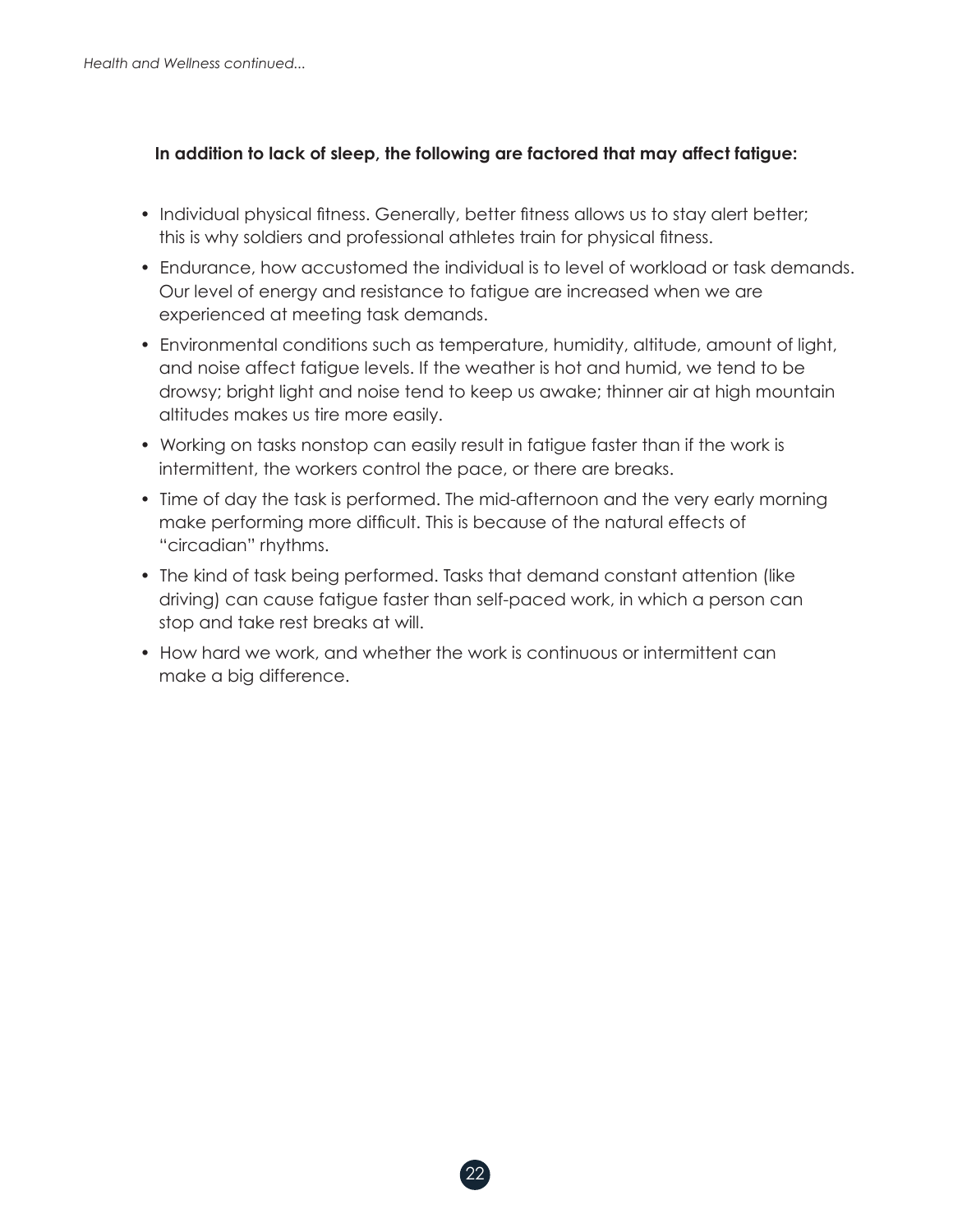**In addition to lack of sleep, the following are factored that may affect fatigue:**

- Individual physical fitness. Generally, better fitness allows us to stay alert better; this is why soldiers and professional athletes train for physical fitness.
- Endurance, how accustomed the individual is to level of workload or task demands. Our level of energy and resistance to fatigue are increased when we are experienced at meeting task demands.
- Environmental conditions such as temperature, humidity, altitude, amount of light, and noise affect fatigue levels. If the weather is hot and humid, we tend to be drowsy; bright light and noise tend to keep us awake; thinner air at high mountain altitudes makes us tire more easily.
- Working on tasks nonstop can easily result in fatigue faster than if the work is intermittent, the workers control the pace, or there are breaks.
- Time of day the task is performed. The mid-afternoon and the very early morning make performing more difficult. This is because of the natural effects of "circadian" rhythms.
- The kind of task being performed. Tasks that demand constant attention (like driving) can cause fatigue faster than self-paced work, in which a person can stop and take rest breaks at will.
- How hard we work, and whether the work is continuous or intermittent can make a big difference.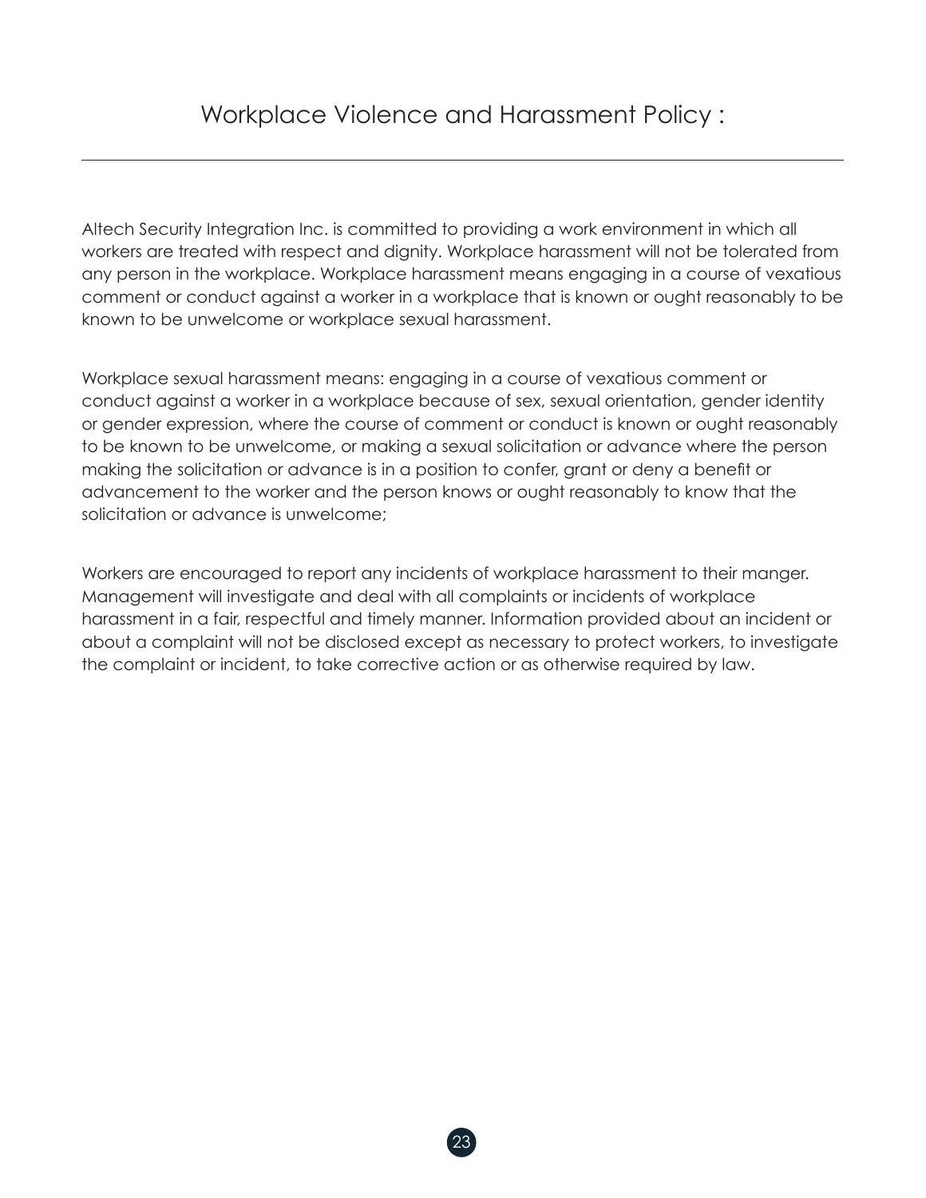# Workplace Violence and Harassment Policy :

Altech Security Integration Inc. is committed to providing a work environment in which all workers are treated with respect and dignity. Workplace harassment will not be tolerated from any person in the workplace. Workplace harassment means engaging in a course of vexatious comment or conduct against a worker in a workplace that is known or ought reasonably to be known to be unwelcome or workplace sexual harassment.

Workplace sexual harassment means: engaging in a course of vexatious comment or conduct against a worker in a workplace because of sex, sexual orientation, gender identity or gender expression, where the course of comment or conduct is known or ought reasonably to be known to be unwelcome, or making a sexual solicitation or advance where the person making the solicitation or advance is in a position to confer, grant or deny a benefit or advancement to the worker and the person knows or ought reasonably to know that the solicitation or advance is unwelcome;

Workers are encouraged to report any incidents of workplace harassment to their manger. Management will investigate and deal with all complaints or incidents of workplace harassment in a fair, respectful and timely manner. Information provided about an incident or about a complaint will not be disclosed except as necessary to protect workers, to investigate the complaint or incident, to take corrective action or as otherwise required by law.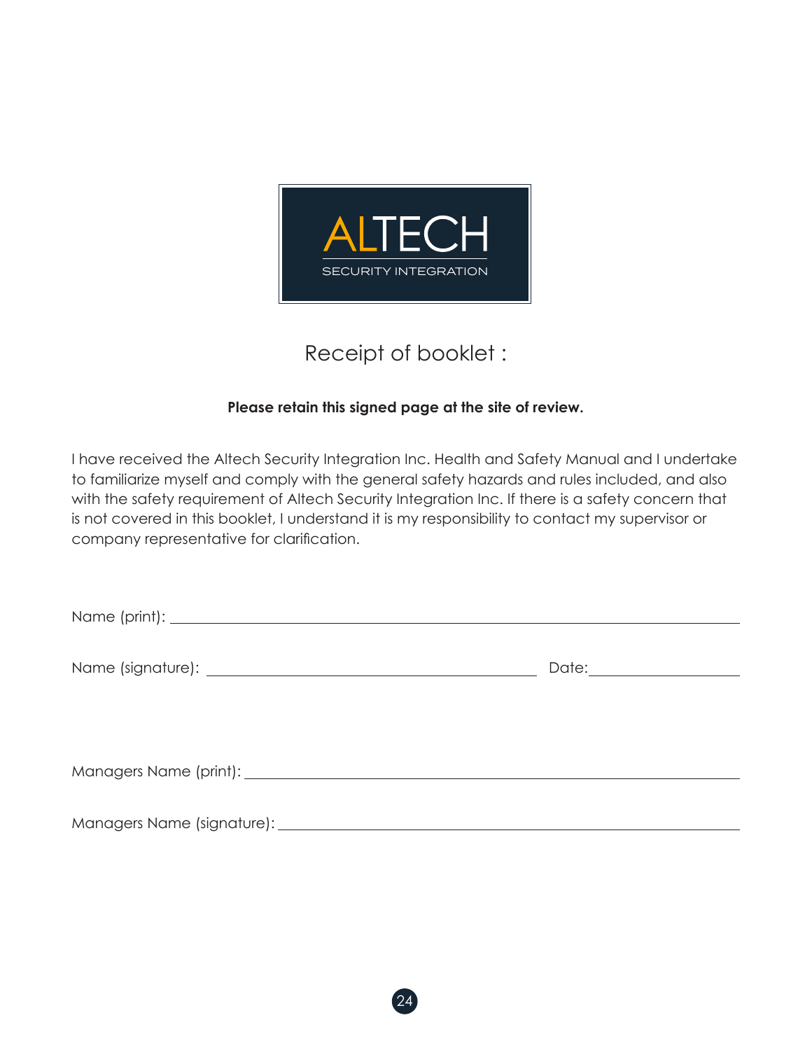ALTECH

SECURITY INTEGRATION

# Receipt of booklet :

**Please retain this signed page at the site of review.**

I have received the Altech Security Integration Inc. Health and Safety Manual and I undertake to familiarize myself and comply with the general safety hazards and rules included, and also with the safety requirement of Altech Security Integration Inc. If there is a safety concern that is not covered in this booklet, I understand it is my responsibility to contact my supervisor or company representative for clarification.

Name (print): ______________________________________________

Name (signature): ______________________________ Date: ______________

Managers Name (print): ______________________________________________

Managers Name (signature): ______________________________________________